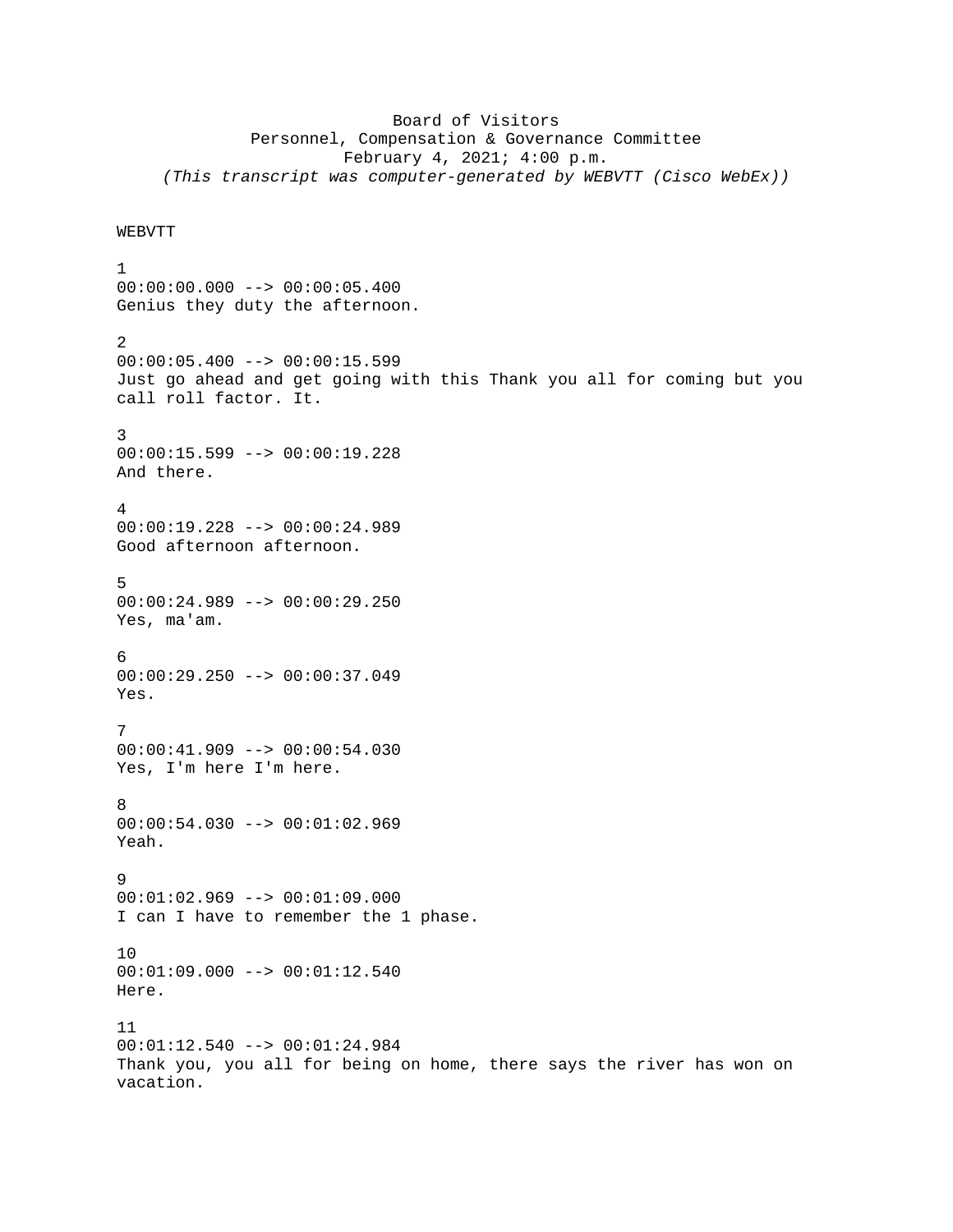Board of Visitors
Personnel, Compensation & Governance Committee
February 4, 2021; 4:00 p.m.
*(This transcript was computer-generated by WEBVTT (Cisco WebEx))*

WEBVTT

1
00:00:00.000 --> 00:00:05.400
Genius they duty the afternoon.

2
00:00:05.400 --> 00:00:15.599
Just go ahead and get going with this Thank you all for coming but you call roll factor. It.

3
00:00:15.599 --> 00:00:19.228
And there.

4
00:00:19.228 --> 00:00:24.989
Good afternoon afternoon.

5
00:00:24.989 --> 00:00:29.250
Yes, ma'am.

6
00:00:29.250 --> 00:00:37.049
Yes.

7
00:00:41.909 --> 00:00:54.030
Yes, I'm here I'm here.

8
00:00:54.030 --> 00:01:02.969
Yeah.

9
00:01:02.969 --> 00:01:09.000
I can I have to remember the 1 phase.

10
00:01:09.000 --> 00:01:12.540
Here.

11
00:01:12.540 --> 00:01:24.984
Thank you, you all for being on home, there says the river has won on vacation.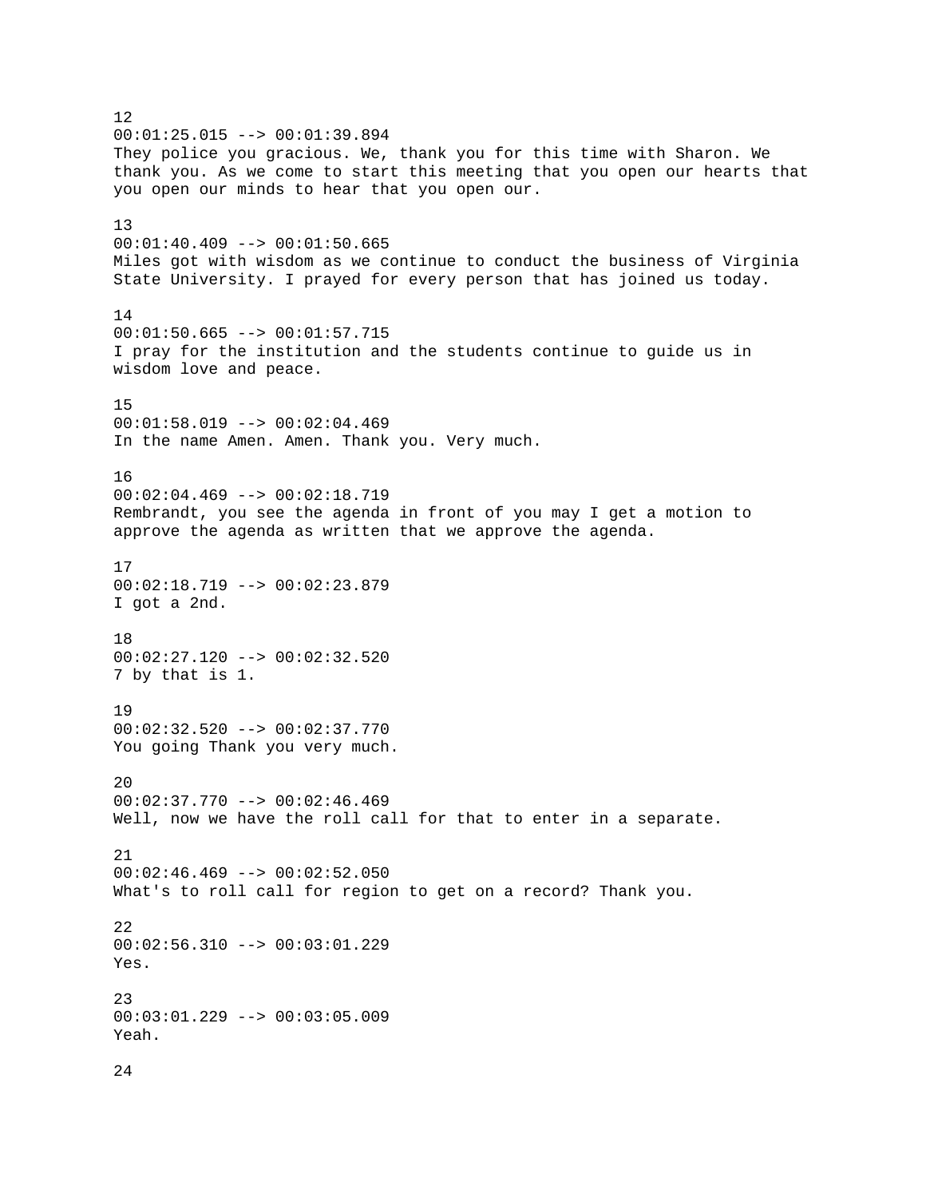12
00:01:25.015 --> 00:01:39.894
They police you gracious. We, thank you for this time with Sharon. We thank you. As we come to start this meeting that you open our hearts that you open our minds to hear that you open our.

13
00:01:40.409 --> 00:01:50.665
Miles got with wisdom as we continue to conduct the business of Virginia State University. I prayed for every person that has joined us today.

14
00:01:50.665 --> 00:01:57.715
I pray for the institution and the students continue to guide us in wisdom love and peace.

15
00:01:58.019 --> 00:02:04.469
In the name Amen. Amen. Thank you. Very much.

16
00:02:04.469 --> 00:02:18.719
Rembrandt, you see the agenda in front of you may I get a motion to approve the agenda as written that we approve the agenda.

17
00:02:18.719 --> 00:02:23.879
I got a 2nd.

18
00:02:27.120 --> 00:02:32.520
7 by that is 1.

19
00:02:32.520 --> 00:02:37.770
You going Thank you very much.

20
00:02:37.770 --> 00:02:46.469
Well, now we have the roll call for that to enter in a separate.

21
00:02:46.469 --> 00:02:52.050
What's to roll call for region to get on a record? Thank you.

22
00:02:56.310 --> 00:03:01.229
Yes.

23
00:03:01.229 --> 00:03:05.009
Yeah.

24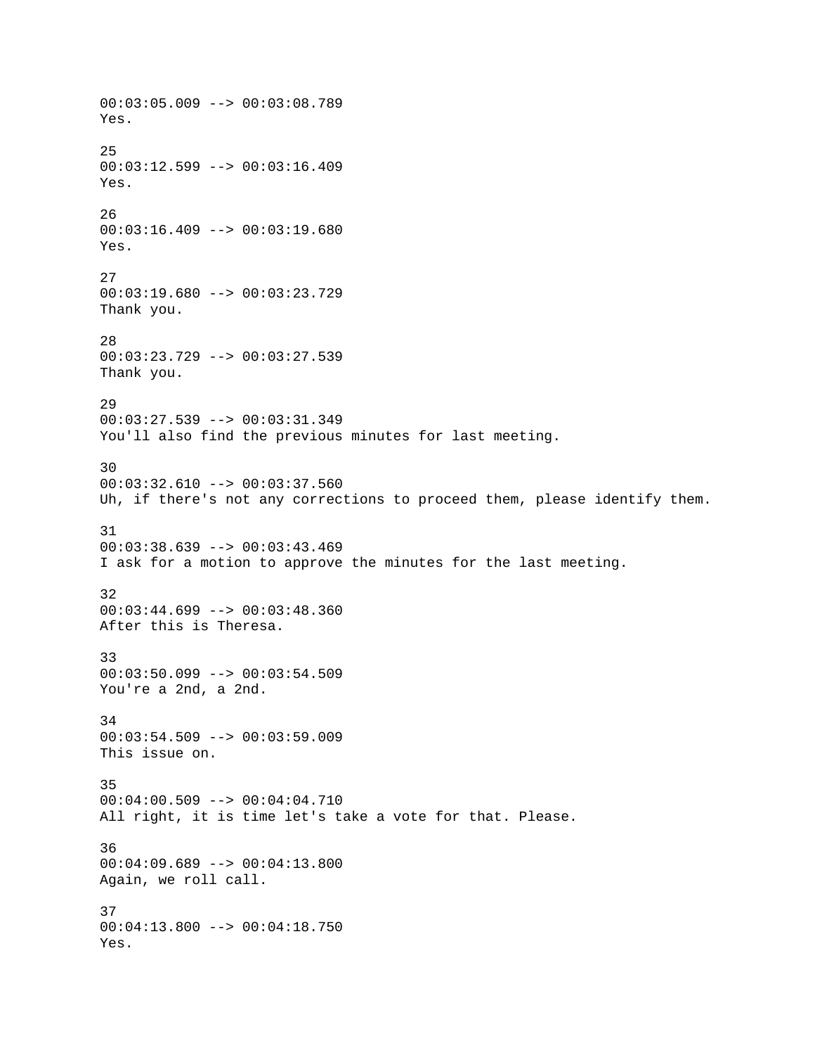00:03:05.009 --> 00:03:08.789
Yes.

25
00:03:12.599 --> 00:03:16.409
Yes.

26
00:03:16.409 --> 00:03:19.680
Yes.

27
00:03:19.680 --> 00:03:23.729
Thank you.

28
00:03:23.729 --> 00:03:27.539
Thank you.

29
00:03:27.539 --> 00:03:31.349
You'll also find the previous minutes for last meeting.

30
00:03:32.610 --> 00:03:37.560
Uh, if there's not any corrections to proceed them, please identify them.

31
00:03:38.639 --> 00:03:43.469
I ask for a motion to approve the minutes for the last meeting.

32
00:03:44.699 --> 00:03:48.360
After this is Theresa.

33
00:03:50.099 --> 00:03:54.509
You're a 2nd, a 2nd.

34
00:03:54.509 --> 00:03:59.009
This issue on.

35
00:04:00.509 --> 00:04:04.710
All right, it is time let's take a vote for that. Please.

36
00:04:09.689 --> 00:04:13.800
Again, we roll call.

37
00:04:13.800 --> 00:04:18.750
Yes.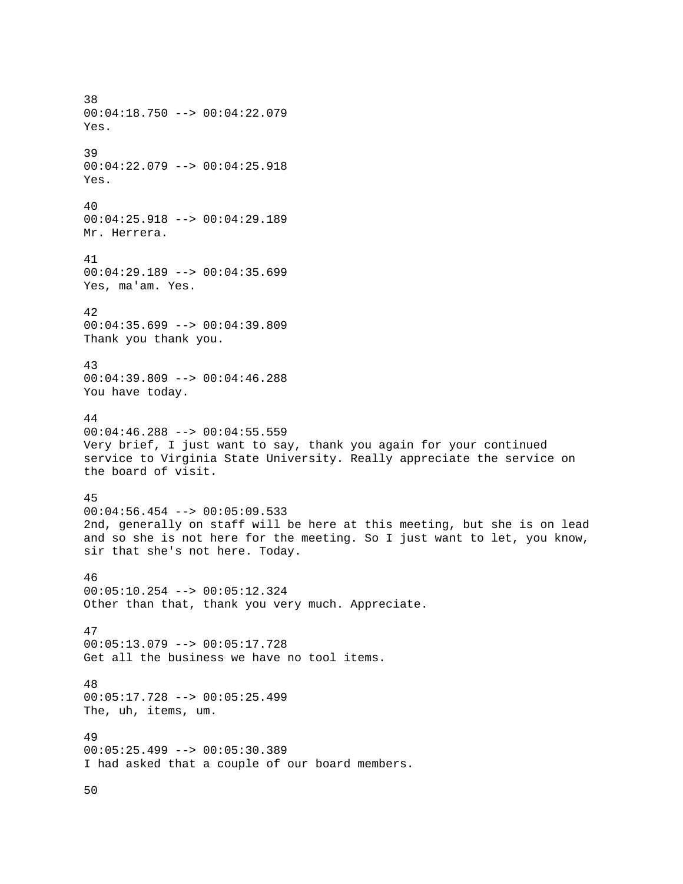38
00:04:18.750 --> 00:04:22.079
Yes.

39
00:04:22.079 --> 00:04:25.918
Yes.

40
00:04:25.918 --> 00:04:29.189
Mr. Herrera.

41
00:04:29.189 --> 00:04:35.699
Yes, ma'am. Yes.

42
00:04:35.699 --> 00:04:39.809
Thank you thank you.

43
00:04:39.809 --> 00:04:46.288
You have today.

44
00:04:46.288 --> 00:04:55.559
Very brief, I just want to say, thank you again for your continued service to Virginia State University. Really appreciate the service on the board of visit.

45
00:04:56.454 --> 00:05:09.533
2nd, generally on staff will be here at this meeting, but she is on lead and so she is not here for the meeting. So I just want to let, you know, sir that she's not here. Today.

46
00:05:10.254 --> 00:05:12.324
Other than that, thank you very much. Appreciate.

47
00:05:13.079 --> 00:05:17.728
Get all the business we have no tool items.

48
00:05:17.728 --> 00:05:25.499
The, uh, items, um.

49
00:05:25.499 --> 00:05:30.389
I had asked that a couple of our board members.

50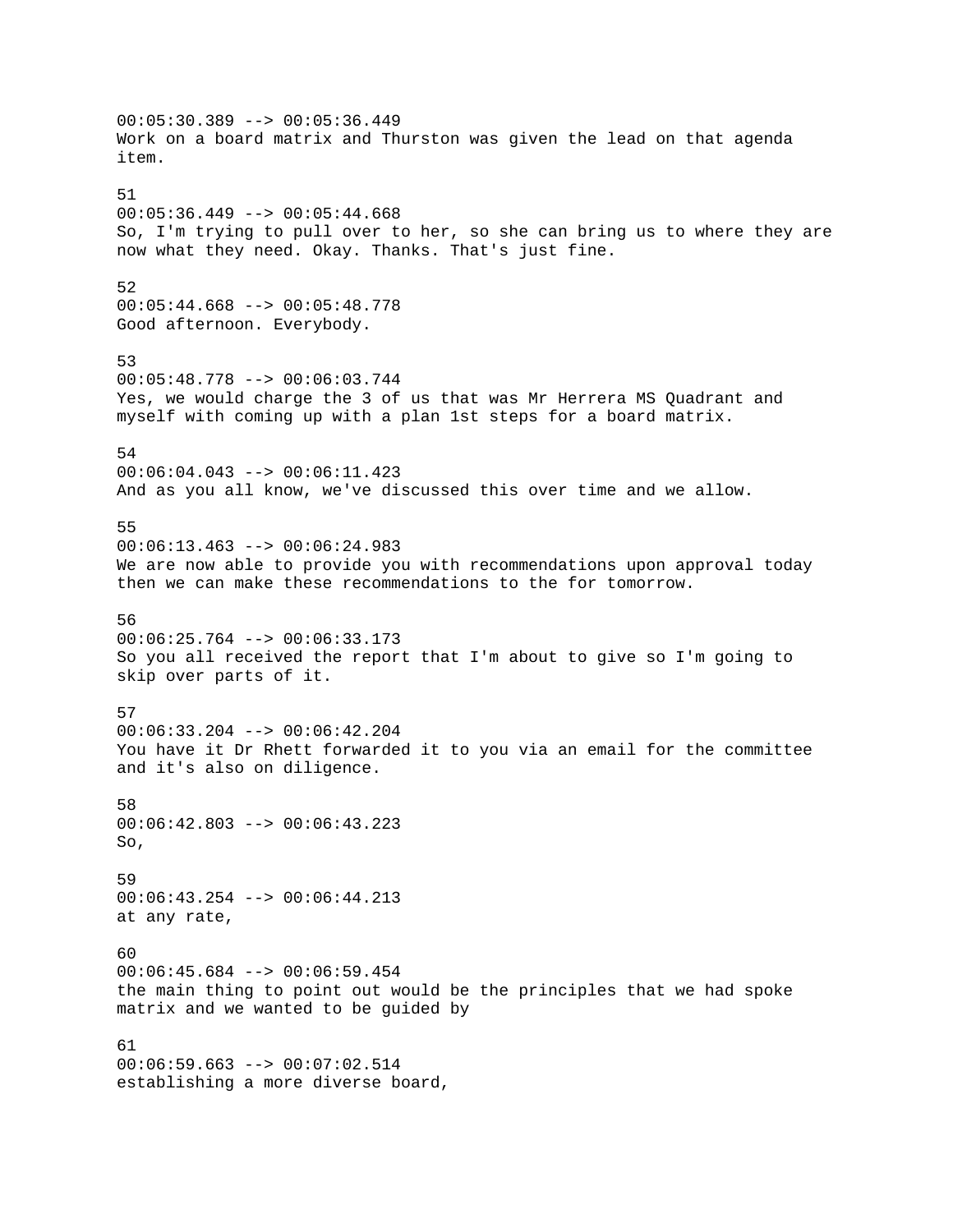00:05:30.389 --> 00:05:36.449
Work on a board matrix and Thurston was given the lead on that agenda item.

51
00:05:36.449 --> 00:05:44.668
So, I'm trying to pull over to her, so she can bring us to where they are now what they need. Okay. Thanks. That's just fine.

52
00:05:44.668 --> 00:05:48.778
Good afternoon. Everybody.

53
00:05:48.778 --> 00:06:03.744
Yes, we would charge the 3 of us that was Mr Herrera MS Quadrant and myself with coming up with a plan 1st steps for a board matrix.

54
00:06:04.043 --> 00:06:11.423
And as you all know, we've discussed this over time and we allow.

55
00:06:13.463 --> 00:06:24.983
We are now able to provide you with recommendations upon approval today then we can make these recommendations to the for tomorrow.

56
00:06:25.764 --> 00:06:33.173
So you all received the report that I'm about to give so I'm going to skip over parts of it.

57
00:06:33.204 --> 00:06:42.204
You have it Dr Rhett forwarded it to you via an email for the committee and it's also on diligence.

58
00:06:42.803 --> 00:06:43.223
So,

59
00:06:43.254 --> 00:06:44.213
at any rate,

60
00:06:45.684 --> 00:06:59.454
the main thing to point out would be the principles that we had spoke matrix and we wanted to be guided by

61
00:06:59.663 --> 00:07:02.514
establishing a more diverse board,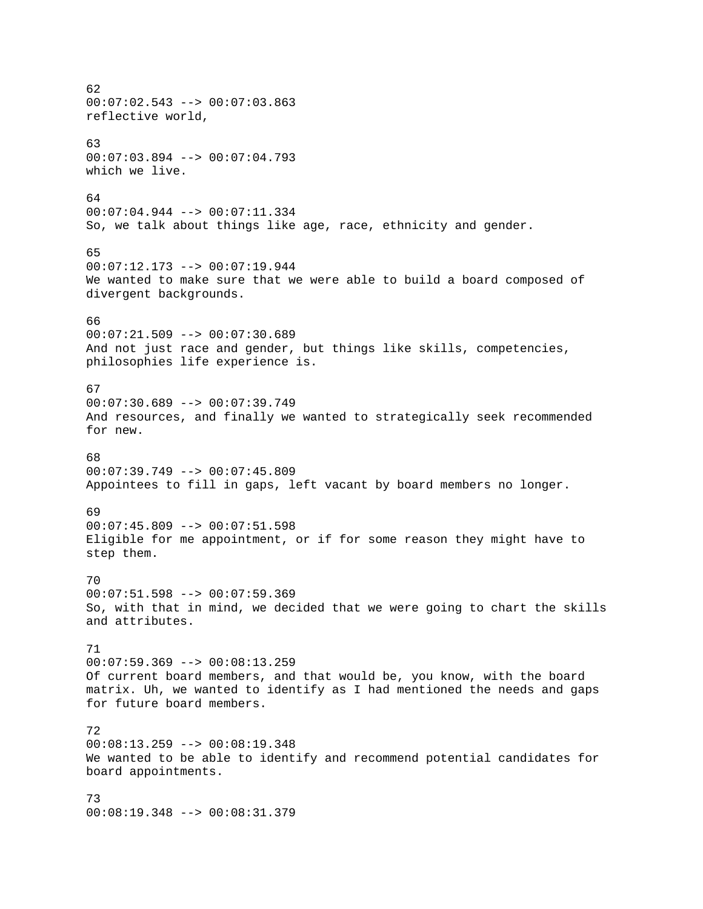62
00:07:02.543 --> 00:07:03.863
reflective world,

63
00:07:03.894 --> 00:07:04.793
which we live.

64
00:07:04.944 --> 00:07:11.334
So, we talk about things like age, race, ethnicity and gender.

65
00:07:12.173 --> 00:07:19.944
We wanted to make sure that we were able to build a board composed of divergent backgrounds.

66
00:07:21.509 --> 00:07:30.689
And not just race and gender, but things like skills, competencies, philosophies life experience is.

67
00:07:30.689 --> 00:07:39.749
And resources, and finally we wanted to strategically seek recommended for new.

68
00:07:39.749 --> 00:07:45.809
Appointees to fill in gaps, left vacant by board members no longer.

69
00:07:45.809 --> 00:07:51.598
Eligible for me appointment, or if for some reason they might have to step them.

70
00:07:51.598 --> 00:07:59.369
So, with that in mind, we decided that we were going to chart the skills and attributes.

71
00:07:59.369 --> 00:08:13.259
Of current board members, and that would be, you know, with the board matrix. Uh, we wanted to identify as I had mentioned the needs and gaps for future board members.

72
00:08:13.259 --> 00:08:19.348
We wanted to be able to identify and recommend potential candidates for board appointments.

73
00:08:19.348 --> 00:08:31.379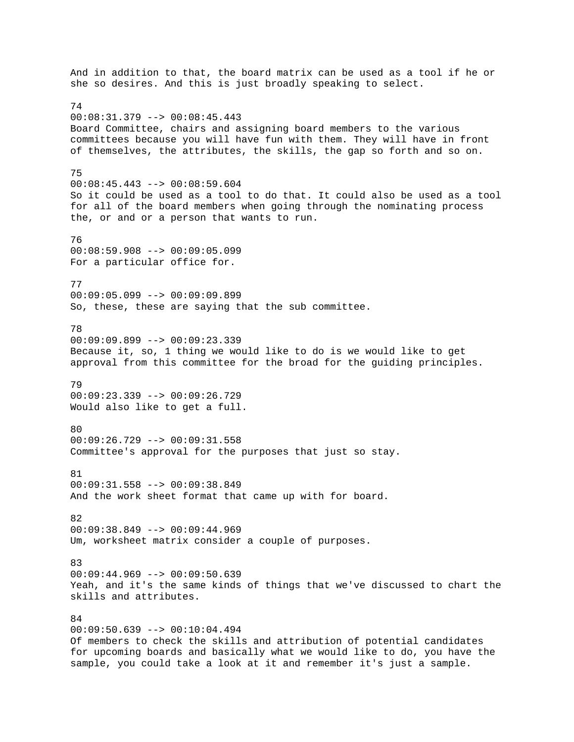And in addition to that, the board matrix can be used as a tool if he or she so desires. And this is just broadly speaking to select.

74
00:08:31.379 --> 00:08:45.443
Board Committee, chairs and assigning board members to the various committees because you will have fun with them. They will have in front of themselves, the attributes, the skills, the gap so forth and so on.

75
00:08:45.443 --> 00:08:59.604
So it could be used as a tool to do that. It could also be used as a tool for all of the board members when going through the nominating process the, or and or a person that wants to run.

76
00:08:59.908 --> 00:09:05.099
For a particular office for.

77
00:09:05.099 --> 00:09:09.899
So, these, these are saying that the sub committee.

78
00:09:09.899 --> 00:09:23.339
Because it, so, 1 thing we would like to do is we would like to get approval from this committee for the broad for the guiding principles.

79
00:09:23.339 --> 00:09:26.729
Would also like to get a full.

80
00:09:26.729 --> 00:09:31.558
Committee's approval for the purposes that just so stay.

81
00:09:31.558 --> 00:09:38.849
And the work sheet format that came up with for board.

82
00:09:38.849 --> 00:09:44.969
Um, worksheet matrix consider a couple of purposes.

83
00:09:44.969 --> 00:09:50.639
Yeah, and it's the same kinds of things that we've discussed to chart the skills and attributes.

84
00:09:50.639 --> 00:10:04.494
Of members to check the skills and attribution of potential candidates for upcoming boards and basically what we would like to do, you have the sample, you could take a look at it and remember it's just a sample.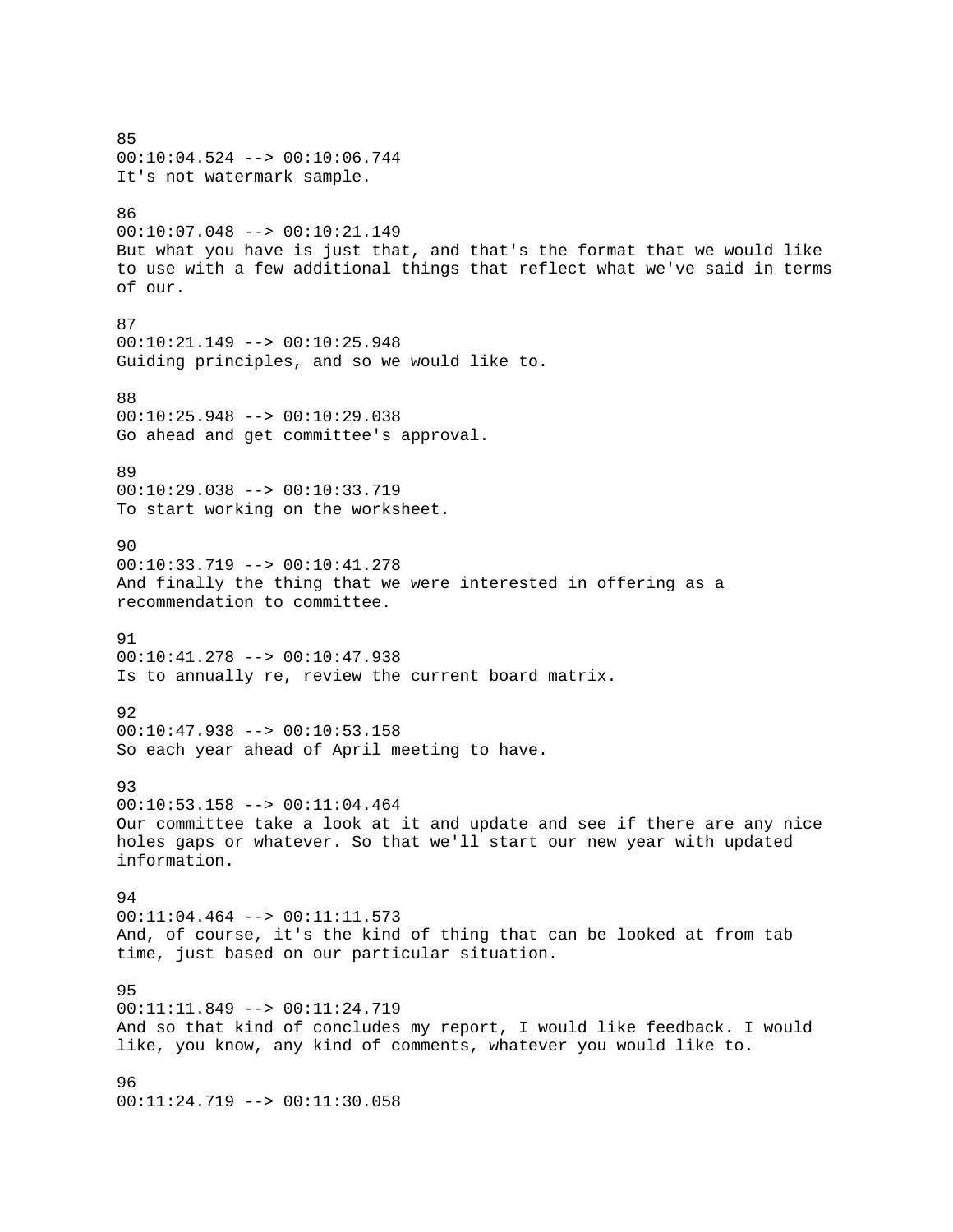85
00:10:04.524 --> 00:10:06.744
It's not watermark sample.

86
00:10:07.048 --> 00:10:21.149
But what you have is just that, and that's the format that we would like to use with a few additional things that reflect what we've said in terms of our.

87
00:10:21.149 --> 00:10:25.948
Guiding principles, and so we would like to.

88
00:10:25.948 --> 00:10:29.038
Go ahead and get committee's approval.

89
00:10:29.038 --> 00:10:33.719
To start working on the worksheet.

90
00:10:33.719 --> 00:10:41.278
And finally the thing that we were interested in offering as a recommendation to committee.

91
00:10:41.278 --> 00:10:47.938
Is to annually re, review the current board matrix.

92
00:10:47.938 --> 00:10:53.158
So each year ahead of April meeting to have.

93
00:10:53.158 --> 00:11:04.464
Our committee take a look at it and update and see if there are any nice holes gaps or whatever. So that we'll start our new year with updated information.

94
00:11:04.464 --> 00:11:11.573
And, of course, it's the kind of thing that can be looked at from tab time, just based on our particular situation.

95
00:11:11.849 --> 00:11:24.719
And so that kind of concludes my report, I would like feedback. I would like, you know, any kind of comments, whatever you would like to.

96
00:11:24.719 --> 00:11:30.058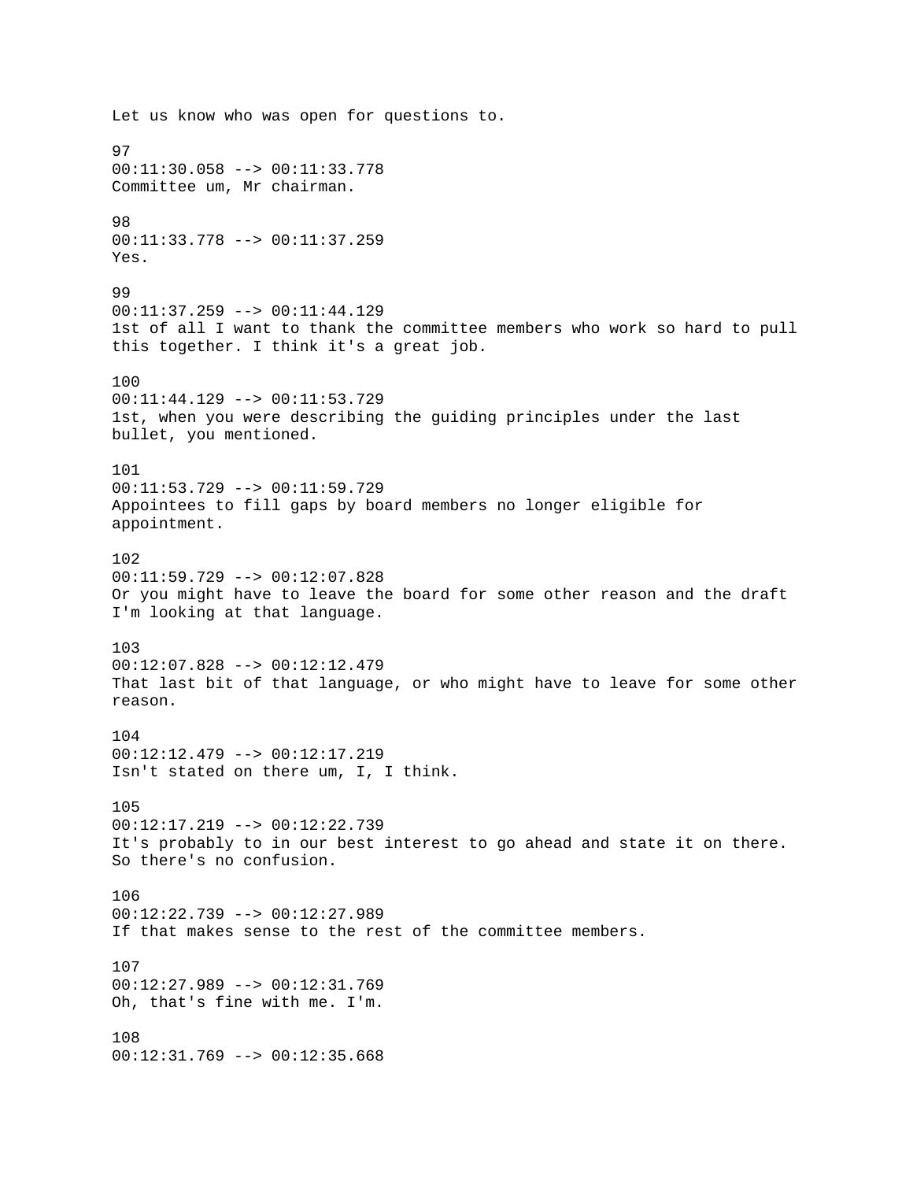Let us know who was open for questions to.

97
00:11:30.058 --> 00:11:33.778
Committee um, Mr chairman.

98
00:11:33.778 --> 00:11:37.259
Yes.

99
00:11:37.259 --> 00:11:44.129
1st of all I want to thank the committee members who work so hard to pull this together. I think it's a great job.

100
00:11:44.129 --> 00:11:53.729
1st, when you were describing the guiding principles under the last bullet, you mentioned.

101
00:11:53.729 --> 00:11:59.729
Appointees to fill gaps by board members no longer eligible for appointment.

102
00:11:59.729 --> 00:12:07.828
Or you might have to leave the board for some other reason and the draft I'm looking at that language.

103
00:12:07.828 --> 00:12:12.479
That last bit of that language, or who might have to leave for some other reason.

104
00:12:12.479 --> 00:12:17.219
Isn't stated on there um, I, I think.

105
00:12:17.219 --> 00:12:22.739
It's probably to in our best interest to go ahead and state it on there. So there's no confusion.

106
00:12:22.739 --> 00:12:27.989
If that makes sense to the rest of the committee members.

107
00:12:27.989 --> 00:12:31.769
Oh, that's fine with me. I'm.

108
00:12:31.769 --> 00:12:35.668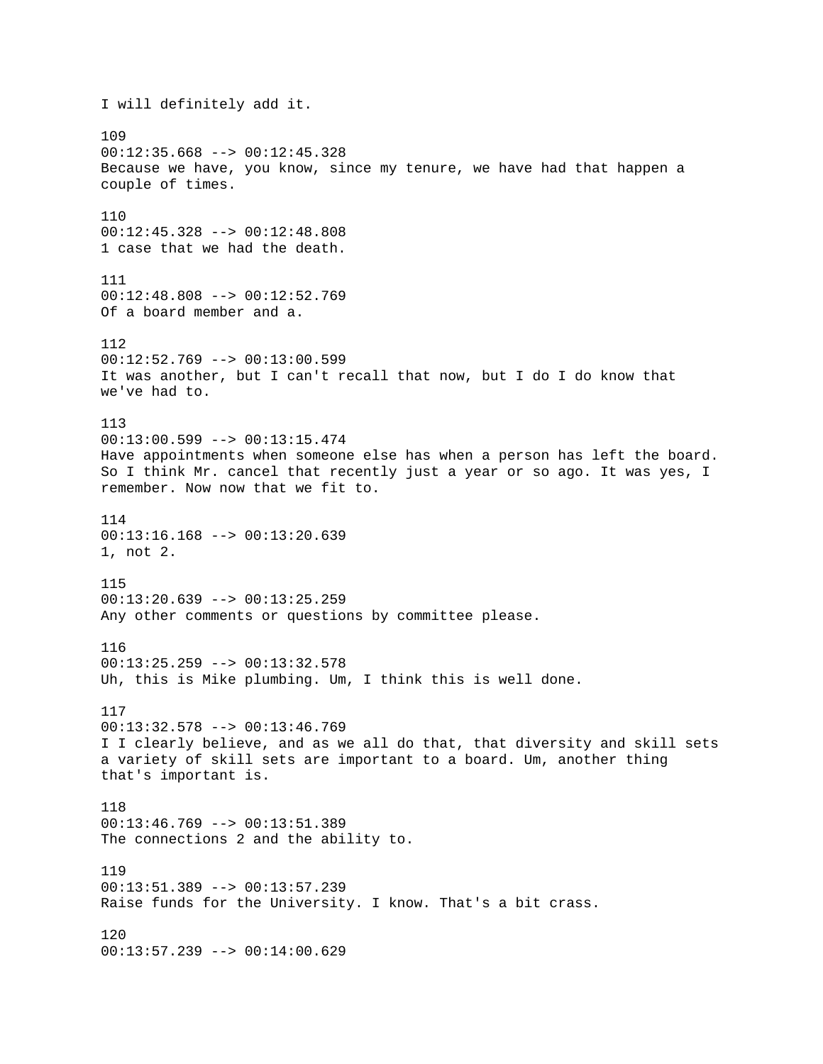I will definitely add it.

109
00:12:35.668 --> 00:12:45.328
Because we have, you know, since my tenure, we have had that happen a couple of times.

110
00:12:45.328 --> 00:12:48.808
1 case that we had the death.

111
00:12:48.808 --> 00:12:52.769
Of a board member and a.

112
00:12:52.769 --> 00:13:00.599
It was another, but I can't recall that now, but I do I do know that we've had to.

113
00:13:00.599 --> 00:13:15.474
Have appointments when someone else has when a person has left the board. So I think Mr. cancel that recently just a year or so ago. It was yes, I remember. Now now that we fit to.

114
00:13:16.168 --> 00:13:20.639
1, not 2.

115
00:13:20.639 --> 00:13:25.259
Any other comments or questions by committee please.

116
00:13:25.259 --> 00:13:32.578
Uh, this is Mike plumbing. Um, I think this is well done.

117
00:13:32.578 --> 00:13:46.769
I I clearly believe, and as we all do that, that diversity and skill sets a variety of skill sets are important to a board. Um, another thing that's important is.

118
00:13:46.769 --> 00:13:51.389
The connections 2 and the ability to.

119
00:13:51.389 --> 00:13:57.239
Raise funds for the University. I know. That's a bit crass.

120
00:13:57.239 --> 00:14:00.629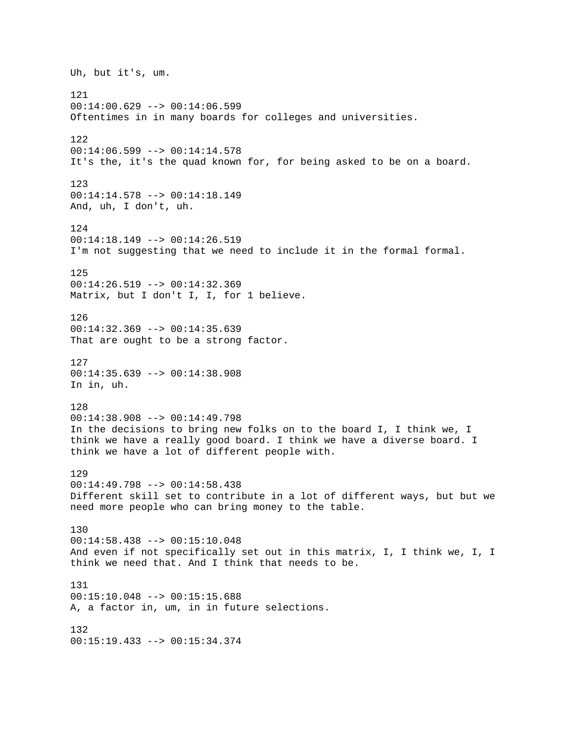Uh, but it's, um.

121
00:14:00.629 --> 00:14:06.599
Oftentimes in in many boards for colleges and universities.

122
00:14:06.599 --> 00:14:14.578
It's the, it's the quad known for, for being asked to be on a board.

123
00:14:14.578 --> 00:14:18.149
And, uh, I don't, uh.

124
00:14:18.149 --> 00:14:26.519
I'm not suggesting that we need to include it in the formal formal.

125
00:14:26.519 --> 00:14:32.369
Matrix, but I don't I, I, for 1 believe.

126
00:14:32.369 --> 00:14:35.639
That are ought to be a strong factor.

127
00:14:35.639 --> 00:14:38.908
In in, uh.

128
00:14:38.908 --> 00:14:49.798
In the decisions to bring new folks on to the board I, I think we, I think we have a really good board. I think we have a diverse board. I think we have a lot of different people with.

129
00:14:49.798 --> 00:14:58.438
Different skill set to contribute in a lot of different ways, but but we need more people who can bring money to the table.

130
00:14:58.438 --> 00:15:10.048
And even if not specifically set out in this matrix, I, I think we, I, I think we need that. And I think that needs to be.

131
00:15:10.048 --> 00:15:15.688
A, a factor in, um, in in future selections.

132
00:15:19.433 --> 00:15:34.374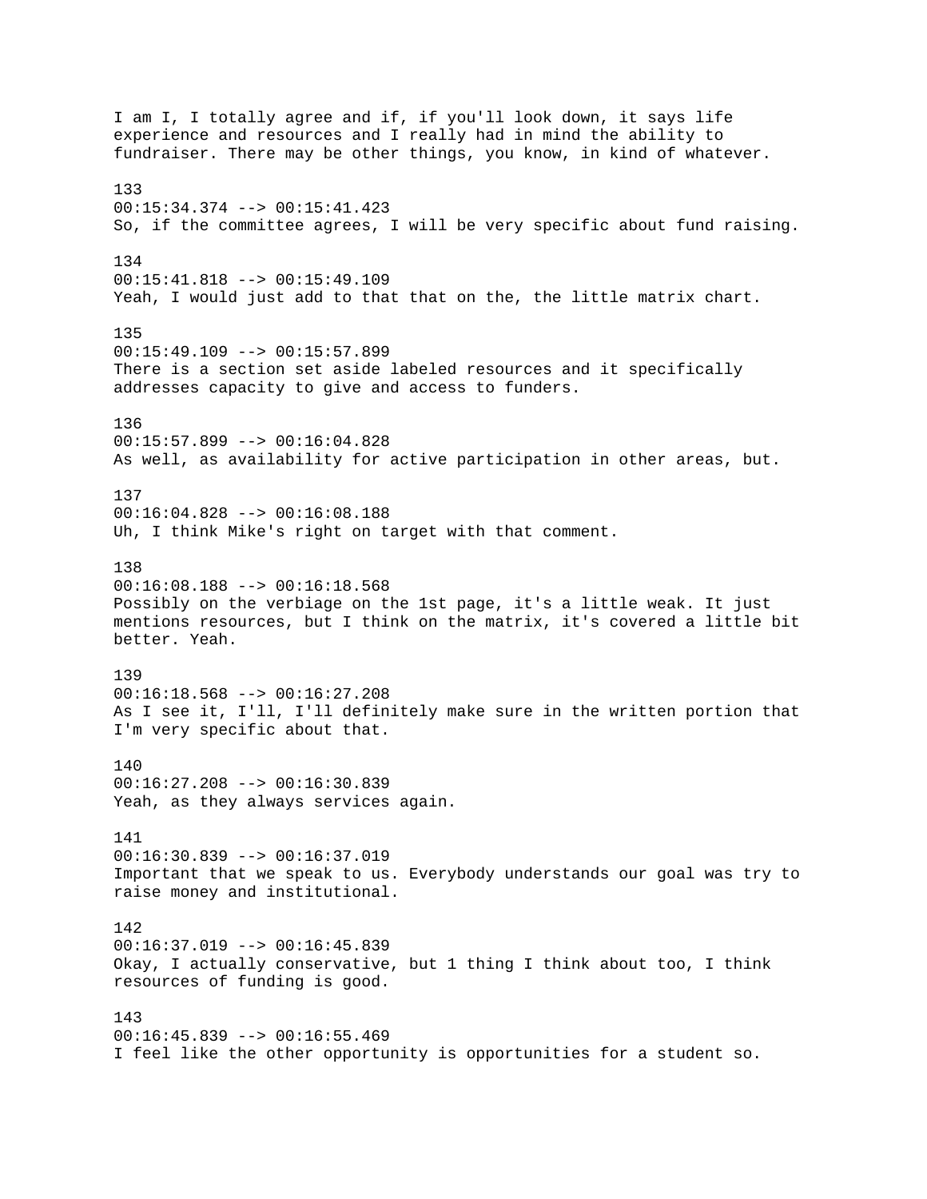I am I, I totally agree and if, if you'll look down, it says life experience and resources and I really had in mind the ability to fundraiser. There may be other things, you know, in kind of whatever.

133
00:15:34.374 --> 00:15:41.423
So, if the committee agrees, I will be very specific about fund raising.

134
00:15:41.818 --> 00:15:49.109
Yeah, I would just add to that that on the, the little matrix chart.

135
00:15:49.109 --> 00:15:57.899
There is a section set aside labeled resources and it specifically addresses capacity to give and access to funders.

136
00:15:57.899 --> 00:16:04.828
As well, as availability for active participation in other areas, but.

137
00:16:04.828 --> 00:16:08.188
Uh, I think Mike's right on target with that comment.

138
00:16:08.188 --> 00:16:18.568
Possibly on the verbiage on the 1st page, it's a little weak. It just mentions resources, but I think on the matrix, it's covered a little bit better. Yeah.

139
00:16:18.568 --> 00:16:27.208
As I see it, I'll, I'll definitely make sure in the written portion that I'm very specific about that.

140
00:16:27.208 --> 00:16:30.839
Yeah, as they always services again.

141
00:16:30.839 --> 00:16:37.019
Important that we speak to us. Everybody understands our goal was try to raise money and institutional.

142
00:16:37.019 --> 00:16:45.839
Okay, I actually conservative, but 1 thing I think about too, I think resources of funding is good.

143
00:16:45.839 --> 00:16:55.469
I feel like the other opportunity is opportunities for a student so.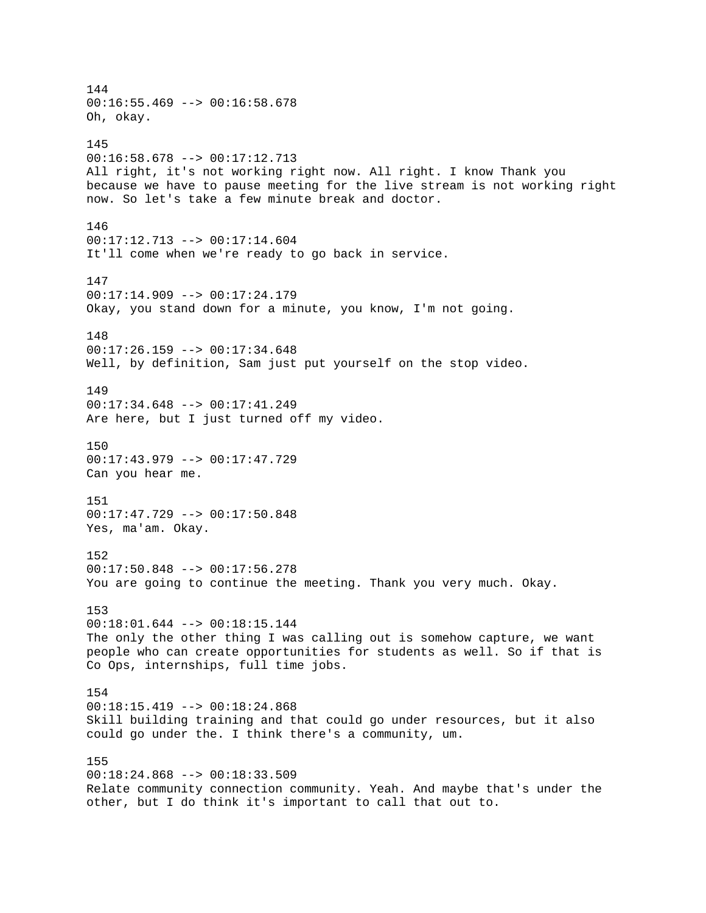144
00:16:55.469 --> 00:16:58.678
Oh, okay.

145
00:16:58.678 --> 00:17:12.713
All right, it's not working right now. All right. I know Thank you because we have to pause meeting for the live stream is not working right now. So let's take a few minute break and doctor.

146
00:17:12.713 --> 00:17:14.604
It'll come when we're ready to go back in service.

147
00:17:14.909 --> 00:17:24.179
Okay, you stand down for a minute, you know, I'm not going.

148
00:17:26.159 --> 00:17:34.648
Well, by definition, Sam just put yourself on the stop video.

149
00:17:34.648 --> 00:17:41.249
Are here, but I just turned off my video.

150
00:17:43.979 --> 00:17:47.729
Can you hear me.

151
00:17:47.729 --> 00:17:50.848
Yes, ma'am. Okay.

152
00:17:50.848 --> 00:17:56.278
You are going to continue the meeting. Thank you very much. Okay.

153
00:18:01.644 --> 00:18:15.144
The only the other thing I was calling out is somehow capture, we want people who can create opportunities for students as well. So if that is Co Ops, internships, full time jobs.

154
00:18:15.419 --> 00:18:24.868
Skill building training and that could go under resources, but it also could go under the. I think there's a community, um.

155
00:18:24.868 --> 00:18:33.509
Relate community connection community. Yeah. And maybe that's under the other, but I do think it's important to call that out to.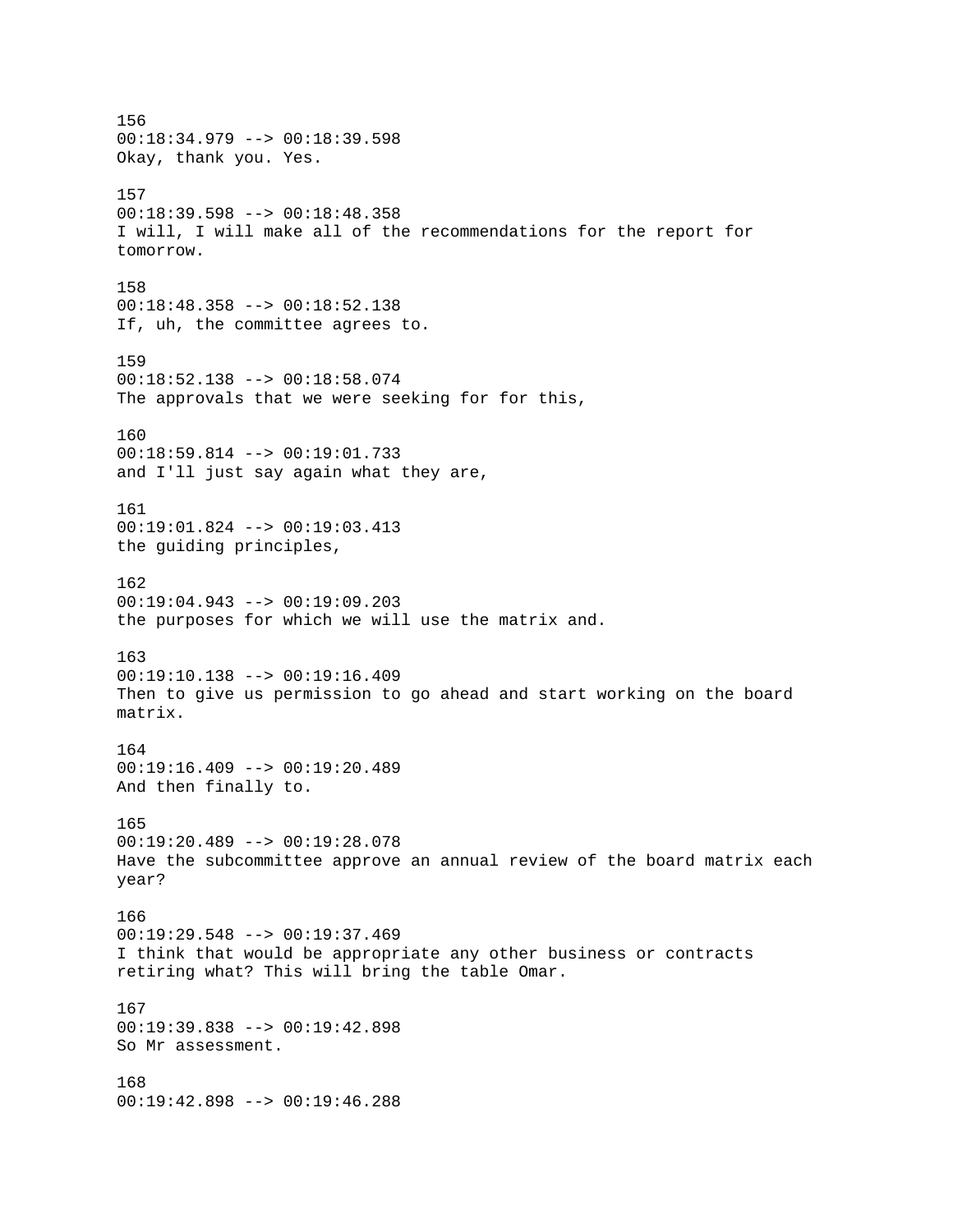156
00:18:34.979 --> 00:18:39.598
Okay, thank you. Yes.

157
00:18:39.598 --> 00:18:48.358
I will, I will make all of the recommendations for the report for tomorrow.

158
00:18:48.358 --> 00:18:52.138
If, uh, the committee agrees to.

159
00:18:52.138 --> 00:18:58.074
The approvals that we were seeking for for this,

160
00:18:59.814 --> 00:19:01.733
and I'll just say again what they are,

161
00:19:01.824 --> 00:19:03.413
the guiding principles,

162
00:19:04.943 --> 00:19:09.203
the purposes for which we will use the matrix and.

163
00:19:10.138 --> 00:19:16.409
Then to give us permission to go ahead and start working on the board matrix.

164
00:19:16.409 --> 00:19:20.489
And then finally to.

165
00:19:20.489 --> 00:19:28.078
Have the subcommittee approve an annual review of the board matrix each year?

166
00:19:29.548 --> 00:19:37.469
I think that would be appropriate any other business or contracts retiring what? This will bring the table Omar.

167
00:19:39.838 --> 00:19:42.898
So Mr assessment.

168
00:19:42.898 --> 00:19:46.288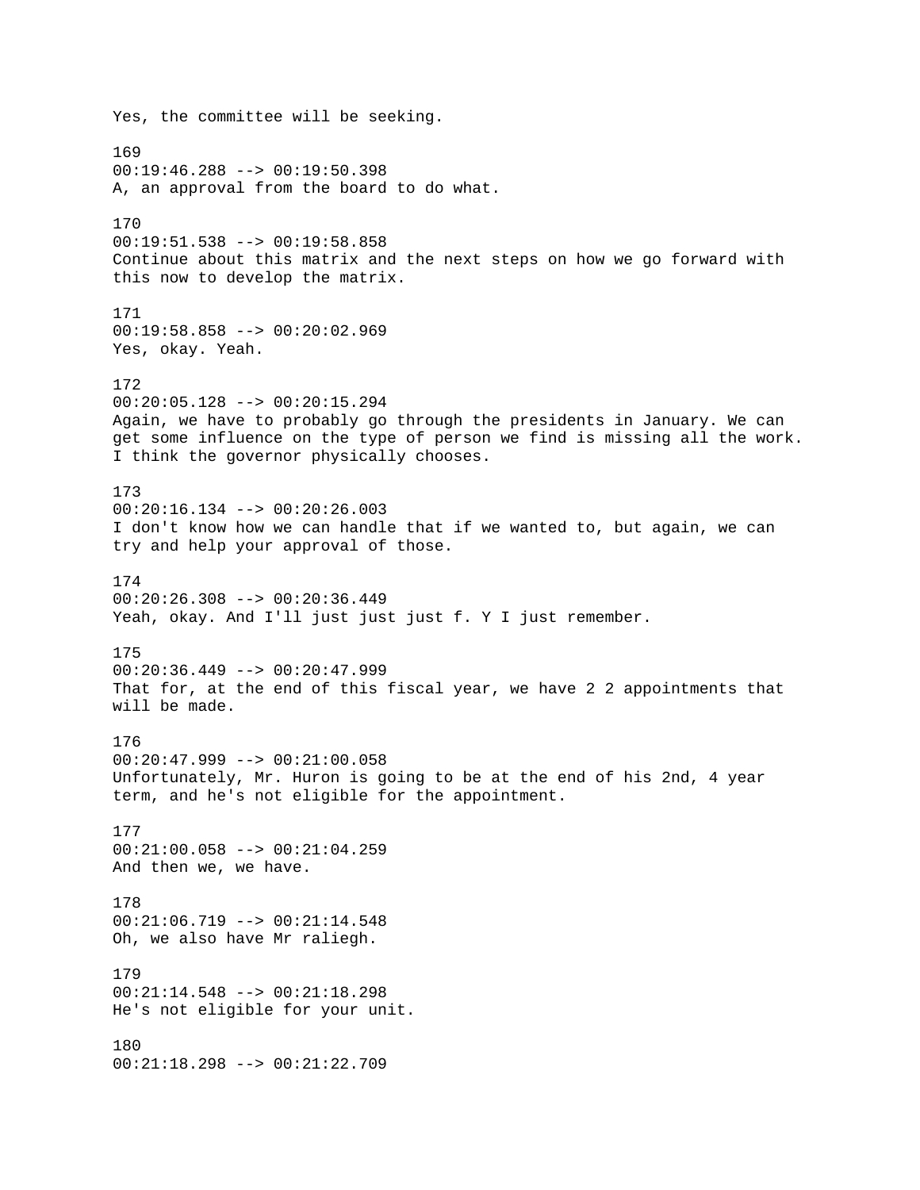Yes, the committee will be seeking.

169
00:19:46.288 --> 00:19:50.398
A, an approval from the board to do what.

170
00:19:51.538 --> 00:19:58.858
Continue about this matrix and the next steps on how we go forward with this now to develop the matrix.

171
00:19:58.858 --> 00:20:02.969
Yes, okay. Yeah.

172
00:20:05.128 --> 00:20:15.294
Again, we have to probably go through the presidents in January. We can get some influence on the type of person we find is missing all the work. I think the governor physically chooses.

173
00:20:16.134 --> 00:20:26.003
I don't know how we can handle that if we wanted to, but again, we can try and help your approval of those.

174
00:20:26.308 --> 00:20:36.449
Yeah, okay. And I'll just just just f. Y I just remember.

175
00:20:36.449 --> 00:20:47.999
That for, at the end of this fiscal year, we have 2 2 appointments that will be made.

176
00:20:47.999 --> 00:21:00.058
Unfortunately, Mr. Huron is going to be at the end of his 2nd, 4 year term, and he's not eligible for the appointment.

177
00:21:00.058 --> 00:21:04.259
And then we, we have.

178
00:21:06.719 --> 00:21:14.548
Oh, we also have Mr raliegh.

179
00:21:14.548 --> 00:21:18.298
He's not eligible for your unit.

180
00:21:18.298 --> 00:21:22.709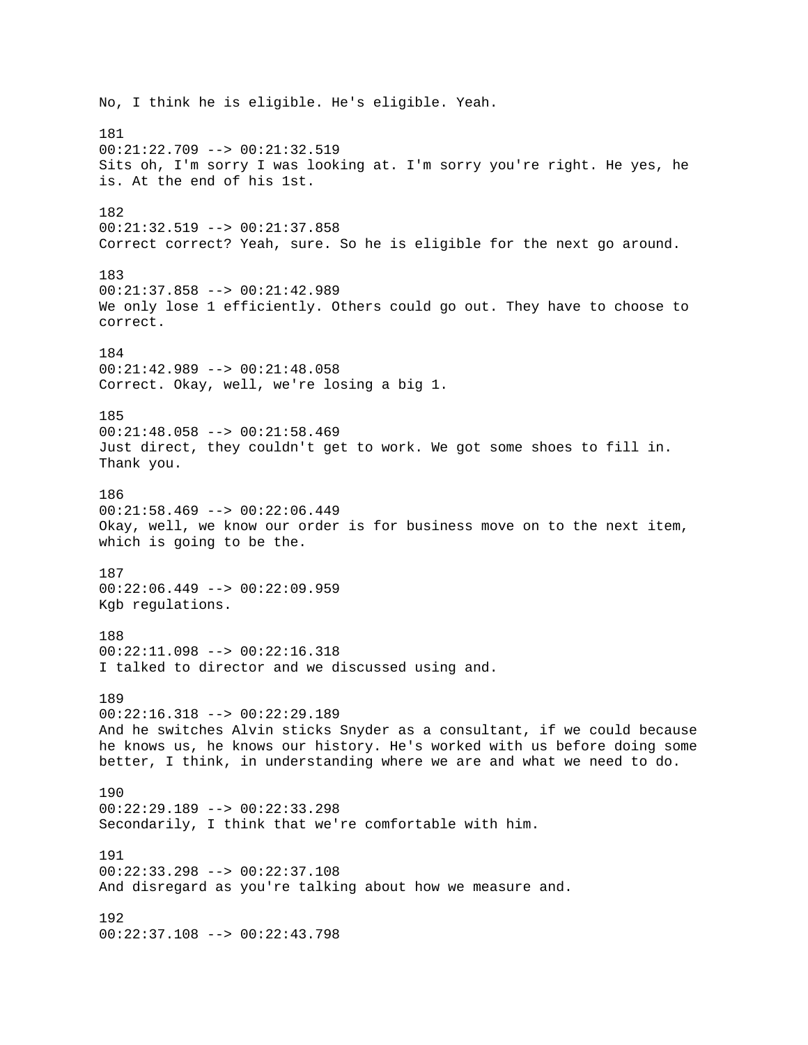No, I think he is eligible. He's eligible. Yeah.

181
00:21:22.709 --> 00:21:32.519
Sits oh, I'm sorry I was looking at. I'm sorry you're right. He yes, he is. At the end of his 1st.

182
00:21:32.519 --> 00:21:37.858
Correct correct? Yeah, sure. So he is eligible for the next go around.

183
00:21:37.858 --> 00:21:42.989
We only lose 1 efficiently. Others could go out. They have to choose to correct.

184
00:21:42.989 --> 00:21:48.058
Correct. Okay, well, we're losing a big 1.

185
00:21:48.058 --> 00:21:58.469
Just direct, they couldn't get to work. We got some shoes to fill in. Thank you.

186
00:21:58.469 --> 00:22:06.449
Okay, well, we know our order is for business move on to the next item, which is going to be the.

187
00:22:06.449 --> 00:22:09.959
Kgb regulations.

188
00:22:11.098 --> 00:22:16.318
I talked to director and we discussed using and.

189
00:22:16.318 --> 00:22:29.189
And he switches Alvin sticks Snyder as a consultant, if we could because he knows us, he knows our history. He's worked with us before doing some better, I think, in understanding where we are and what we need to do.

190
00:22:29.189 --> 00:22:33.298
Secondarily, I think that we're comfortable with him.

191
00:22:33.298 --> 00:22:37.108
And disregard as you're talking about how we measure and.

192
00:22:37.108 --> 00:22:43.798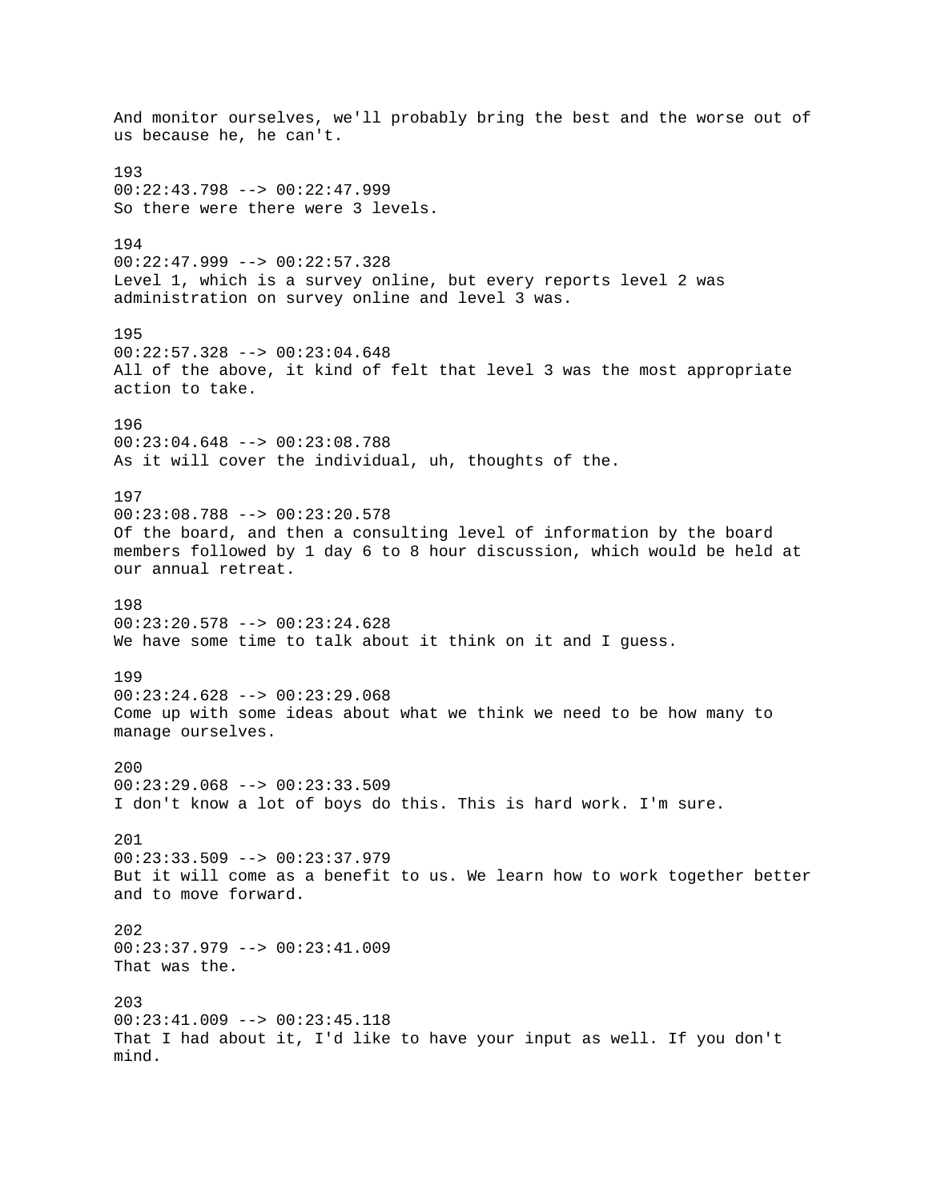And monitor ourselves, we'll probably bring the best and the worse out of us because he, he can't.

193
00:22:43.798 --> 00:22:47.999
So there were there were 3 levels.

194
00:22:47.999 --> 00:22:57.328
Level 1, which is a survey online, but every reports level 2 was administration on survey online and level 3 was.

195
00:22:57.328 --> 00:23:04.648
All of the above, it kind of felt that level 3 was the most appropriate action to take.

196
00:23:04.648 --> 00:23:08.788
As it will cover the individual, uh, thoughts of the.

197
00:23:08.788 --> 00:23:20.578
Of the board, and then a consulting level of information by the board members followed by 1 day 6 to 8 hour discussion, which would be held at our annual retreat.

198
00:23:20.578 --> 00:23:24.628
We have some time to talk about it think on it and I guess.

199
00:23:24.628 --> 00:23:29.068
Come up with some ideas about what we think we need to be how many to manage ourselves.

200
00:23:29.068 --> 00:23:33.509
I don't know a lot of boys do this. This is hard work. I'm sure.

201
00:23:33.509 --> 00:23:37.979
But it will come as a benefit to us. We learn how to work together better and to move forward.

202
00:23:37.979 --> 00:23:41.009
That was the.

203
00:23:41.009 --> 00:23:45.118
That I had about it, I'd like to have your input as well. If you don't mind.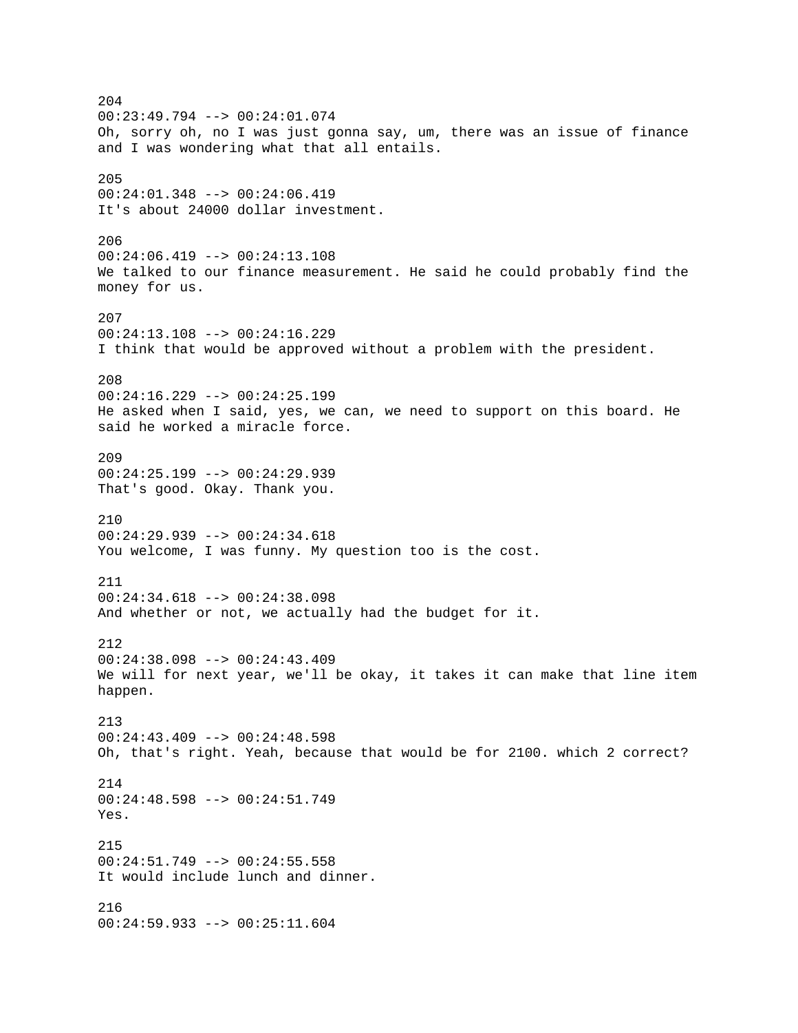204
00:23:49.794 --> 00:24:01.074
Oh, sorry oh, no I was just gonna say, um, there was an issue of finance and I was wondering what that all entails.

205
00:24:01.348 --> 00:24:06.419
It's about 24000 dollar investment.

206
00:24:06.419 --> 00:24:13.108
We talked to our finance measurement. He said he could probably find the money for us.

207
00:24:13.108 --> 00:24:16.229
I think that would be approved without a problem with the president.

208
00:24:16.229 --> 00:24:25.199
He asked when I said, yes, we can, we need to support on this board. He said he worked a miracle force.

209
00:24:25.199 --> 00:24:29.939
That's good. Okay. Thank you.

210
00:24:29.939 --> 00:24:34.618
You welcome, I was funny. My question too is the cost.

211
00:24:34.618 --> 00:24:38.098
And whether or not, we actually had the budget for it.

212
00:24:38.098 --> 00:24:43.409
We will for next year, we'll be okay, it takes it can make that line item happen.

213
00:24:43.409 --> 00:24:48.598
Oh, that's right. Yeah, because that would be for 2100. which 2 correct?

214
00:24:48.598 --> 00:24:51.749
Yes.

215
00:24:51.749 --> 00:24:55.558
It would include lunch and dinner.

216
00:24:59.933 --> 00:25:11.604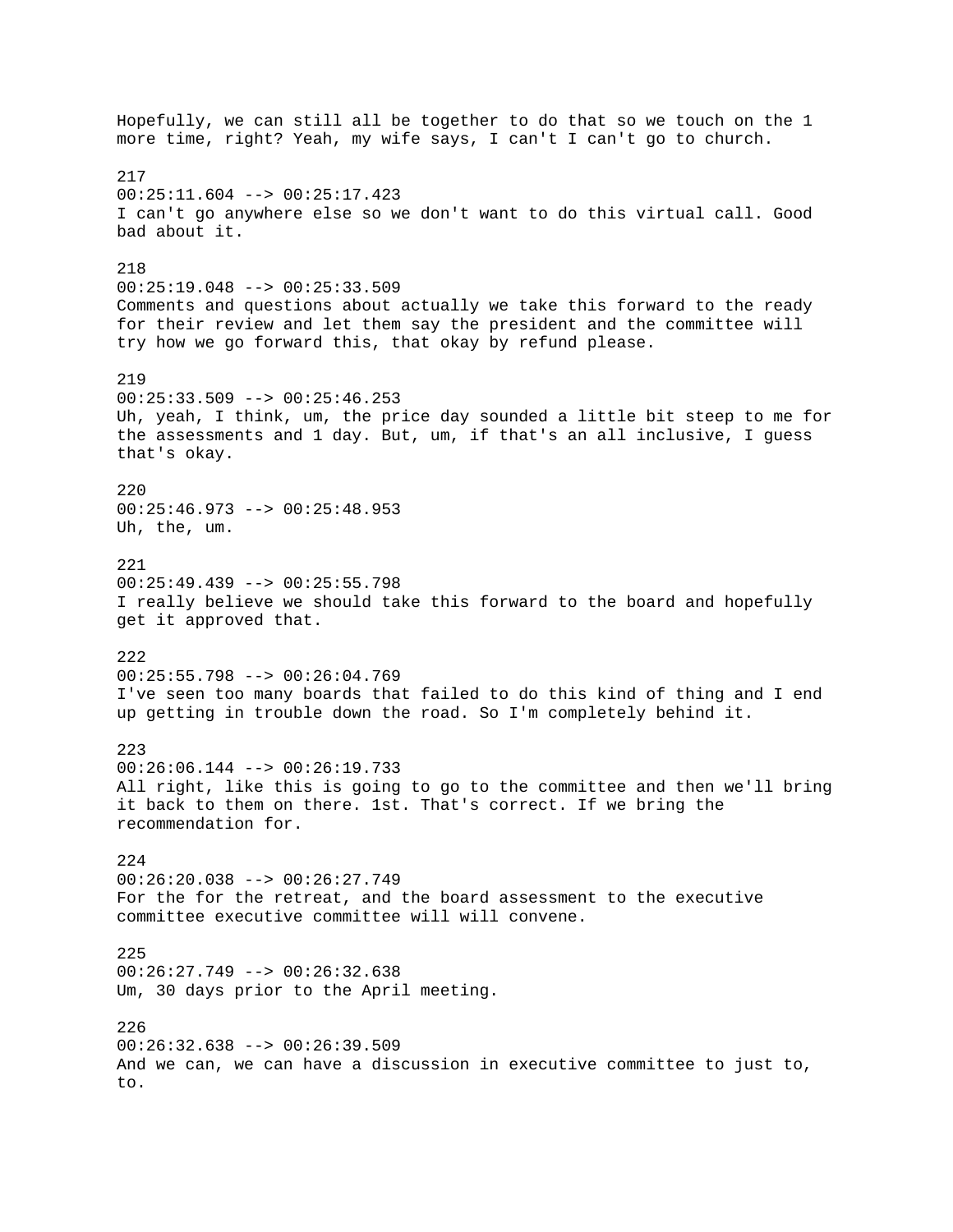Hopefully, we can still all be together to do that so we touch on the 1 more time, right? Yeah, my wife says, I can't I can't go to church.

217
00:25:11.604 --> 00:25:17.423
I can't go anywhere else so we don't want to do this virtual call. Good bad about it.

218
00:25:19.048 --> 00:25:33.509
Comments and questions about actually we take this forward to the ready for their review and let them say the president and the committee will try how we go forward this, that okay by refund please.

219
00:25:33.509 --> 00:25:46.253
Uh, yeah, I think, um, the price day sounded a little bit steep to me for the assessments and 1 day. But, um, if that's an all inclusive, I guess that's okay.

220
00:25:46.973 --> 00:25:48.953
Uh, the, um.

221
00:25:49.439 --> 00:25:55.798
I really believe we should take this forward to the board and hopefully get it approved that.

222
00:25:55.798 --> 00:26:04.769
I've seen too many boards that failed to do this kind of thing and I end up getting in trouble down the road. So I'm completely behind it.

223
00:26:06.144 --> 00:26:19.733
All right, like this is going to go to the committee and then we'll bring it back to them on there. 1st. That's correct. If we bring the recommendation for.

224
00:26:20.038 --> 00:26:27.749
For the for the retreat, and the board assessment to the executive committee executive committee will will convene.

225
00:26:27.749 --> 00:26:32.638
Um, 30 days prior to the April meeting.

226
00:26:32.638 --> 00:26:39.509
And we can, we can have a discussion in executive committee to just to, to.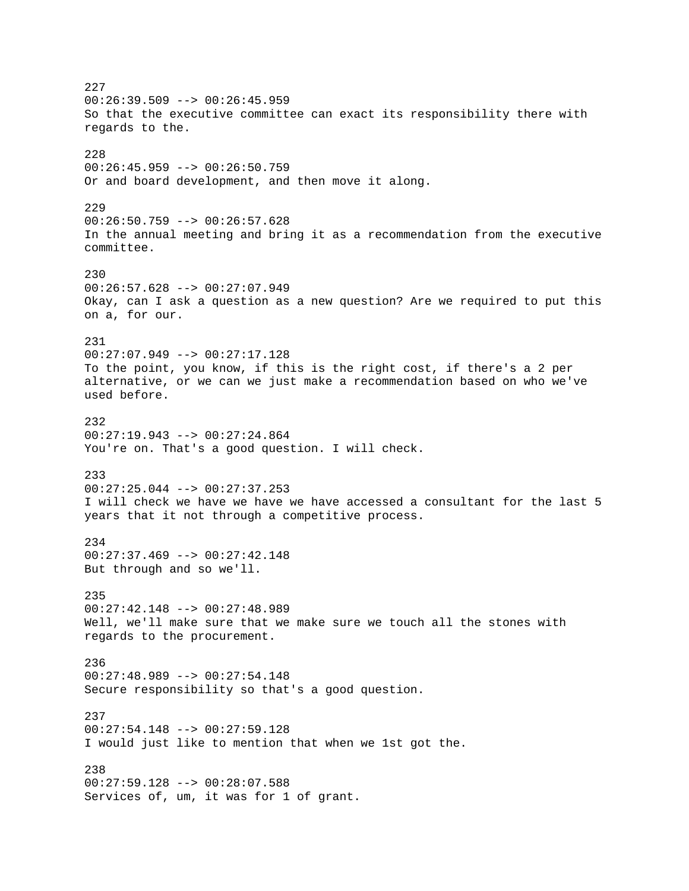227
00:26:39.509 --> 00:26:45.959
So that the executive committee can exact its responsibility there with regards to the.

228
00:26:45.959 --> 00:26:50.759
Or and board development, and then move it along.

229
00:26:50.759 --> 00:26:57.628
In the annual meeting and bring it as a recommendation from the executive committee.

230
00:26:57.628 --> 00:27:07.949
Okay, can I ask a question as a new question? Are we required to put this on a, for our.

231
00:27:07.949 --> 00:27:17.128
To the point, you know, if this is the right cost, if there's a 2 per alternative, or we can we just make a recommendation based on who we've used before.

232
00:27:19.943 --> 00:27:24.864
You're on. That's a good question. I will check.

233
00:27:25.044 --> 00:27:37.253
I will check we have we have we have accessed a consultant for the last 5 years that it not through a competitive process.

234
00:27:37.469 --> 00:27:42.148
But through and so we'll.

235
00:27:42.148 --> 00:27:48.989
Well, we'll make sure that we make sure we touch all the stones with regards to the procurement.

236
00:27:48.989 --> 00:27:54.148
Secure responsibility so that's a good question.

237
00:27:54.148 --> 00:27:59.128
I would just like to mention that when we 1st got the.

238
00:27:59.128 --> 00:28:07.588
Services of, um, it was for 1 of grant.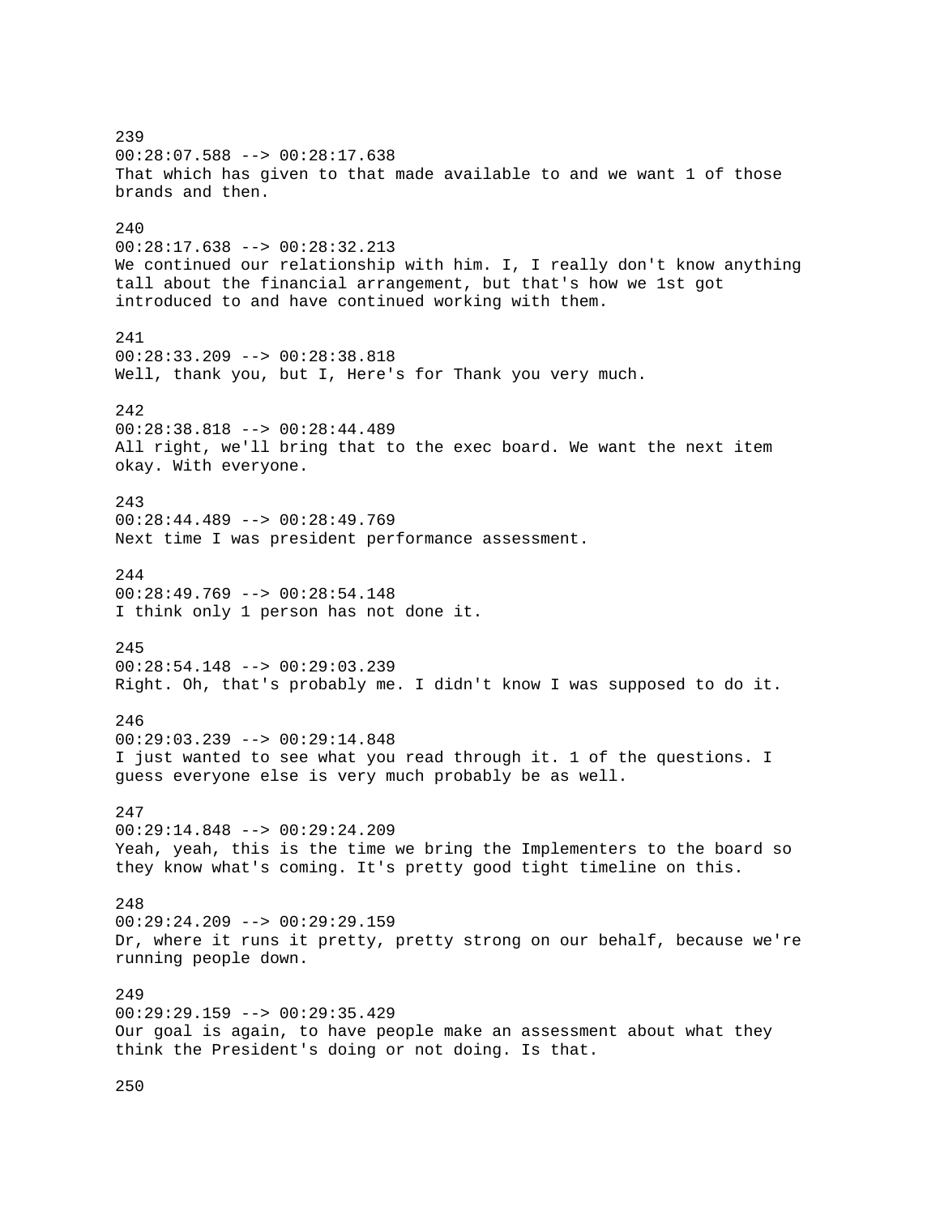239
00:28:07.588 --> 00:28:17.638
That which has given to that made available to and we want 1 of those brands and then.

240
00:28:17.638 --> 00:28:32.213
We continued our relationship with him. I, I really don't know anything tall about the financial arrangement, but that's how we 1st got introduced to and have continued working with them.

241
00:28:33.209 --> 00:28:38.818
Well, thank you, but I, Here's for Thank you very much.

242
00:28:38.818 --> 00:28:44.489
All right, we'll bring that to the exec board. We want the next item okay. With everyone.

243
00:28:44.489 --> 00:28:49.769
Next time I was president performance assessment.

244
00:28:49.769 --> 00:28:54.148
I think only 1 person has not done it.

245
00:28:54.148 --> 00:29:03.239
Right. Oh, that's probably me. I didn't know I was supposed to do it.

246
00:29:03.239 --> 00:29:14.848
I just wanted to see what you read through it. 1 of the questions. I guess everyone else is very much probably be as well.

247
00:29:14.848 --> 00:29:24.209
Yeah, yeah, this is the time we bring the Implementers to the board so they know what's coming. It's pretty good tight timeline on this.

248
00:29:24.209 --> 00:29:29.159
Dr, where it runs it pretty, pretty strong on our behalf, because we're running people down.

249
00:29:29.159 --> 00:29:35.429
Our goal is again, to have people make an assessment about what they think the President's doing or not doing. Is that.

250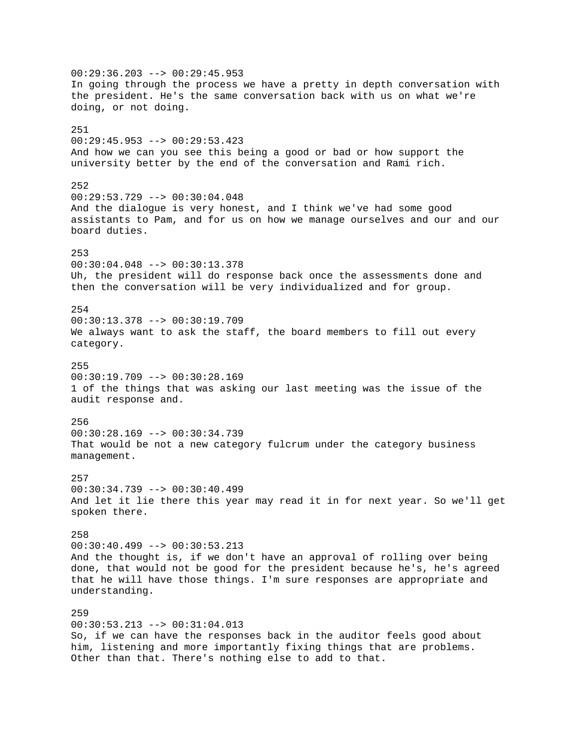00:29:36.203 --> 00:29:45.953
In going through the process we have a pretty in depth conversation with the president. He's the same conversation back with us on what we're doing, or not doing.

251
00:29:45.953 --> 00:29:53.423
And how we can you see this being a good or bad or how support the university better by the end of the conversation and Rami rich.

252
00:29:53.729 --> 00:30:04.048
And the dialogue is very honest, and I think we've had some good assistants to Pam, and for us on how we manage ourselves and our and our board duties.

253
00:30:04.048 --> 00:30:13.378
Uh, the president will do response back once the assessments done and then the conversation will be very individualized and for group.

254
00:30:13.378 --> 00:30:19.709
We always want to ask the staff, the board members to fill out every category.

255
00:30:19.709 --> 00:30:28.169
1 of the things that was asking our last meeting was the issue of the audit response and.

256
00:30:28.169 --> 00:30:34.739
That would be not a new category fulcrum under the category business management.

257
00:30:34.739 --> 00:30:40.499
And let it lie there this year may read it in for next year. So we'll get spoken there.

258
00:30:40.499 --> 00:30:53.213
And the thought is, if we don't have an approval of rolling over being done, that would not be good for the president because he's, he's agreed that he will have those things. I'm sure responses are appropriate and understanding.

259
00:30:53.213 --> 00:31:04.013
So, if we can have the responses back in the auditor feels good about him, listening and more importantly fixing things that are problems. Other than that. There's nothing else to add to that.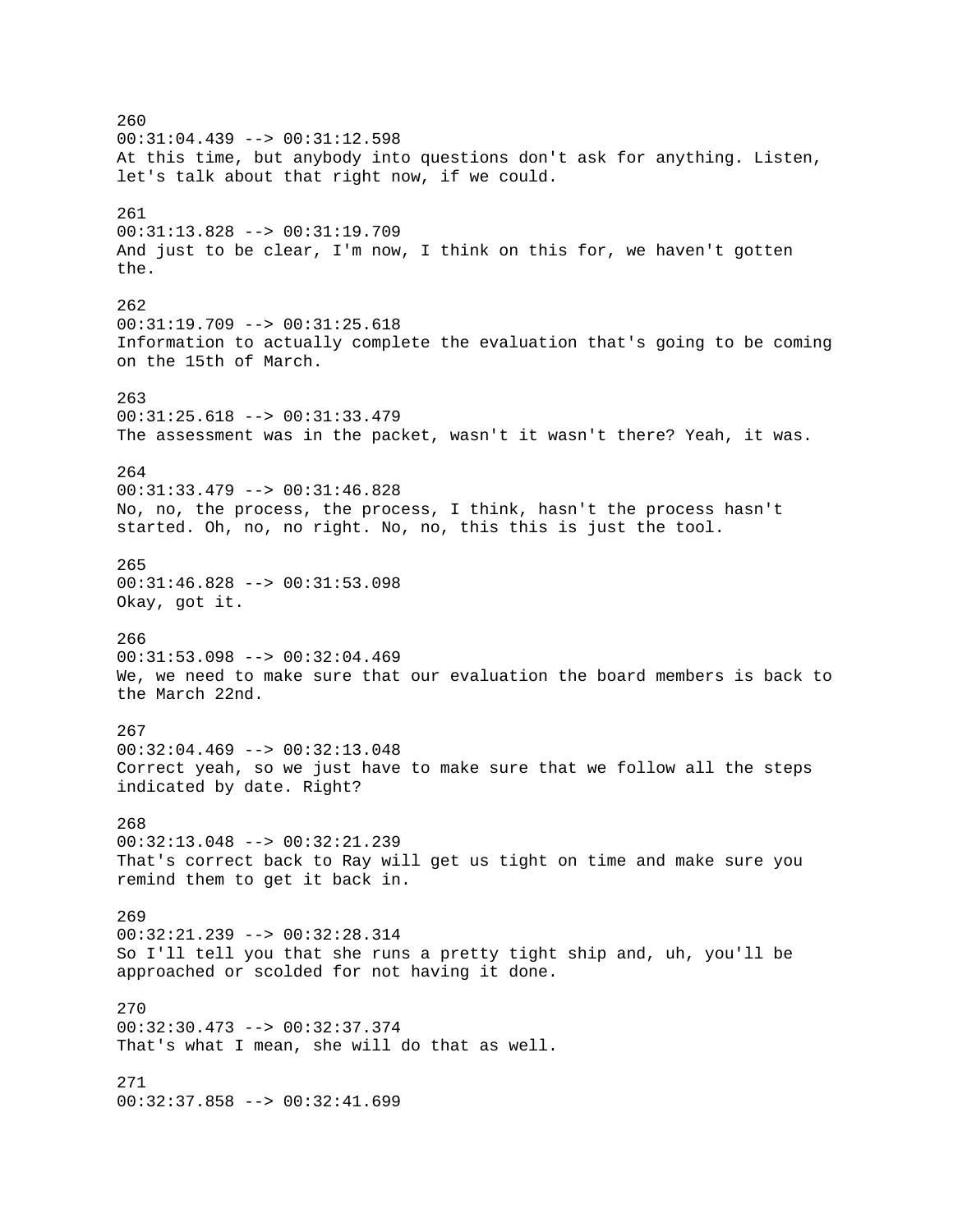260
00:31:04.439 --> 00:31:12.598
At this time, but anybody into questions don't ask for anything. Listen, let's talk about that right now, if we could.

261
00:31:13.828 --> 00:31:19.709
And just to be clear, I'm now, I think on this for, we haven't gotten the.

262
00:31:19.709 --> 00:31:25.618
Information to actually complete the evaluation that's going to be coming on the 15th of March.

263
00:31:25.618 --> 00:31:33.479
The assessment was in the packet, wasn't it wasn't there? Yeah, it was.

264
00:31:33.479 --> 00:31:46.828
No, no, the process, the process, I think, hasn't the process hasn't started. Oh, no, no right. No, no, this this is just the tool.

265
00:31:46.828 --> 00:31:53.098
Okay, got it.

266
00:31:53.098 --> 00:32:04.469
We, we need to make sure that our evaluation the board members is back to the March 22nd.

267
00:32:04.469 --> 00:32:13.048
Correct yeah, so we just have to make sure that we follow all the steps indicated by date. Right?

268
00:32:13.048 --> 00:32:21.239
That's correct back to Ray will get us tight on time and make sure you remind them to get it back in.

269
00:32:21.239 --> 00:32:28.314
So I'll tell you that she runs a pretty tight ship and, uh, you'll be approached or scolded for not having it done.

270
00:32:30.473 --> 00:32:37.374
That's what I mean, she will do that as well.

271
00:32:37.858 --> 00:32:41.699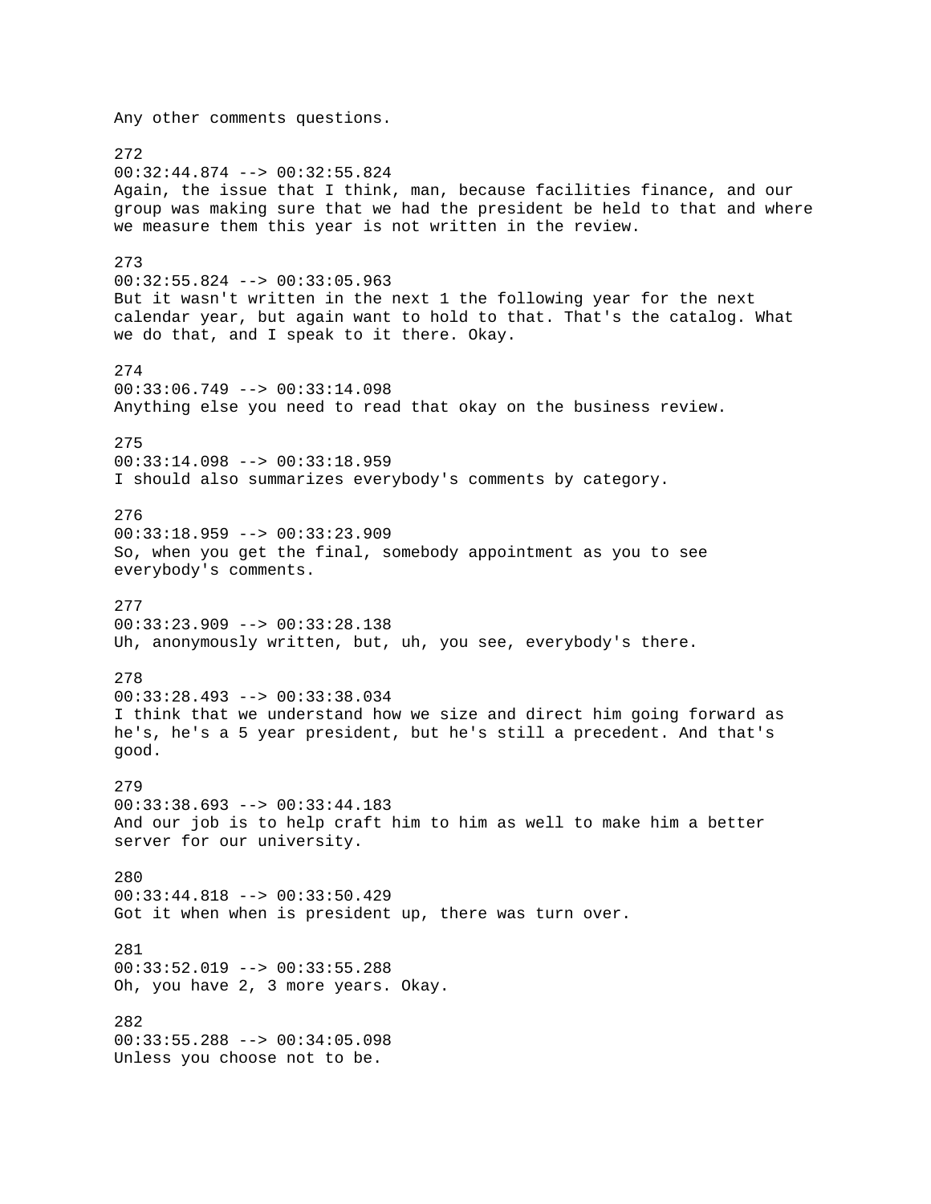Any other comments questions.

272
00:32:44.874 --> 00:32:55.824
Again, the issue that I think, man, because facilities finance, and our group was making sure that we had the president be held to that and where we measure them this year is not written in the review.

273
00:32:55.824 --> 00:33:05.963
But it wasn't written in the next 1 the following year for the next calendar year, but again want to hold to that. That's the catalog. What we do that, and I speak to it there. Okay.

274
00:33:06.749 --> 00:33:14.098
Anything else you need to read that okay on the business review.

275
00:33:14.098 --> 00:33:18.959
I should also summarizes everybody's comments by category.

276
00:33:18.959 --> 00:33:23.909
So, when you get the final, somebody appointment as you to see everybody's comments.

277
00:33:23.909 --> 00:33:28.138
Uh, anonymously written, but, uh, you see, everybody's there.

278
00:33:28.493 --> 00:33:38.034
I think that we understand how we size and direct him going forward as he's, he's a 5 year president, but he's still a precedent. And that's good.

279
00:33:38.693 --> 00:33:44.183
And our job is to help craft him to him as well to make him a better server for our university.

280
00:33:44.818 --> 00:33:50.429
Got it when when is president up, there was turn over.

281
00:33:52.019 --> 00:33:55.288
Oh, you have 2, 3 more years. Okay.

282
00:33:55.288 --> 00:34:05.098
Unless you choose not to be.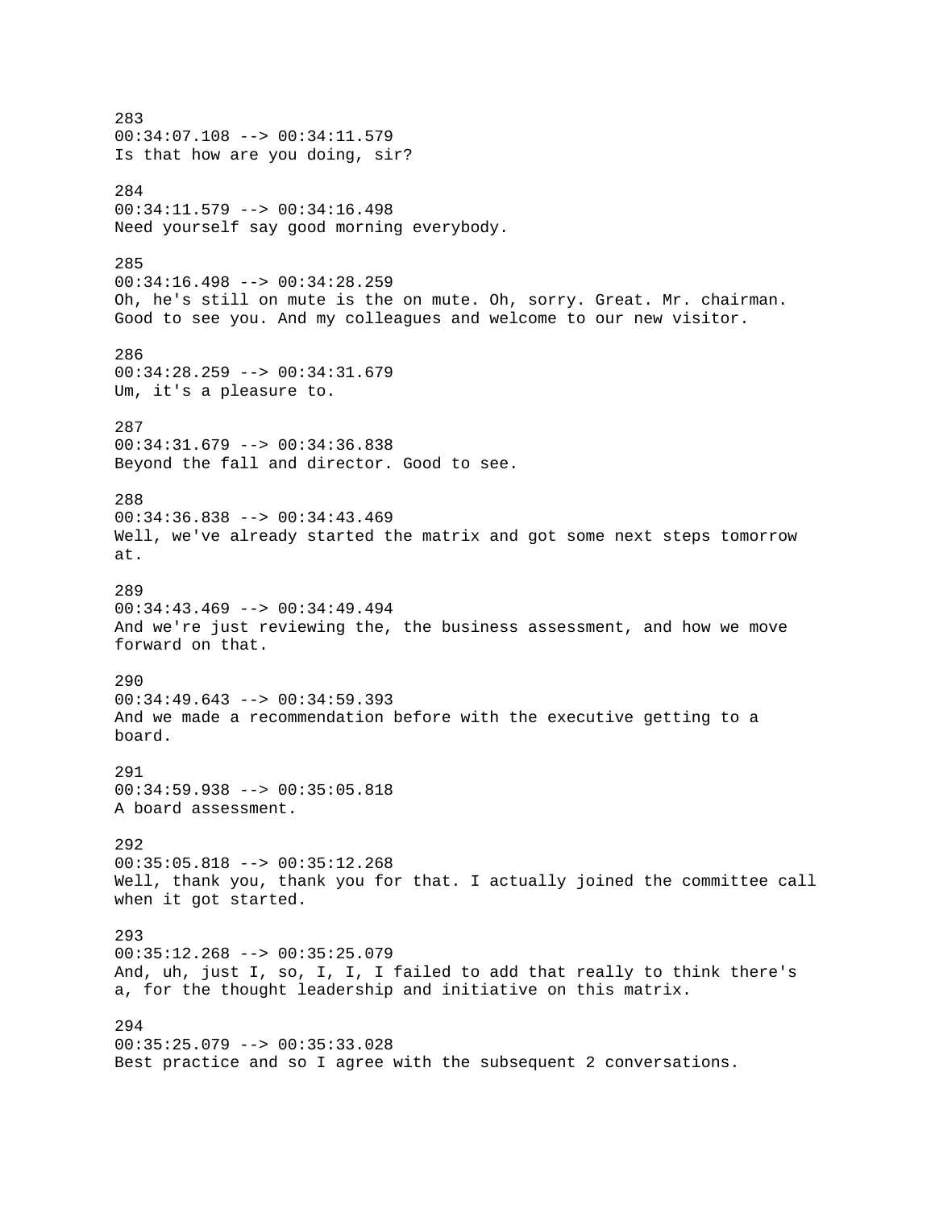283
00:34:07.108 --> 00:34:11.579
Is that how are you doing, sir?

284
00:34:11.579 --> 00:34:16.498
Need yourself say good morning everybody.

285
00:34:16.498 --> 00:34:28.259
Oh, he's still on mute is the on mute. Oh, sorry. Great. Mr. chairman. Good to see you. And my colleagues and welcome to our new visitor.

286
00:34:28.259 --> 00:34:31.679
Um, it's a pleasure to.

287
00:34:31.679 --> 00:34:36.838
Beyond the fall and director. Good to see.

288
00:34:36.838 --> 00:34:43.469
Well, we've already started the matrix and got some next steps tomorrow at.

289
00:34:43.469 --> 00:34:49.494
And we're just reviewing the, the business assessment, and how we move forward on that.

290
00:34:49.643 --> 00:34:59.393
And we made a recommendation before with the executive getting to a board.

291
00:34:59.938 --> 00:35:05.818
A board assessment.

292
00:35:05.818 --> 00:35:12.268
Well, thank you, thank you for that. I actually joined the committee call when it got started.

293
00:35:12.268 --> 00:35:25.079
And, uh, just I, so, I, I, I failed to add that really to think there's a, for the thought leadership and initiative on this matrix.

294
00:35:25.079 --> 00:35:33.028
Best practice and so I agree with the subsequent 2 conversations.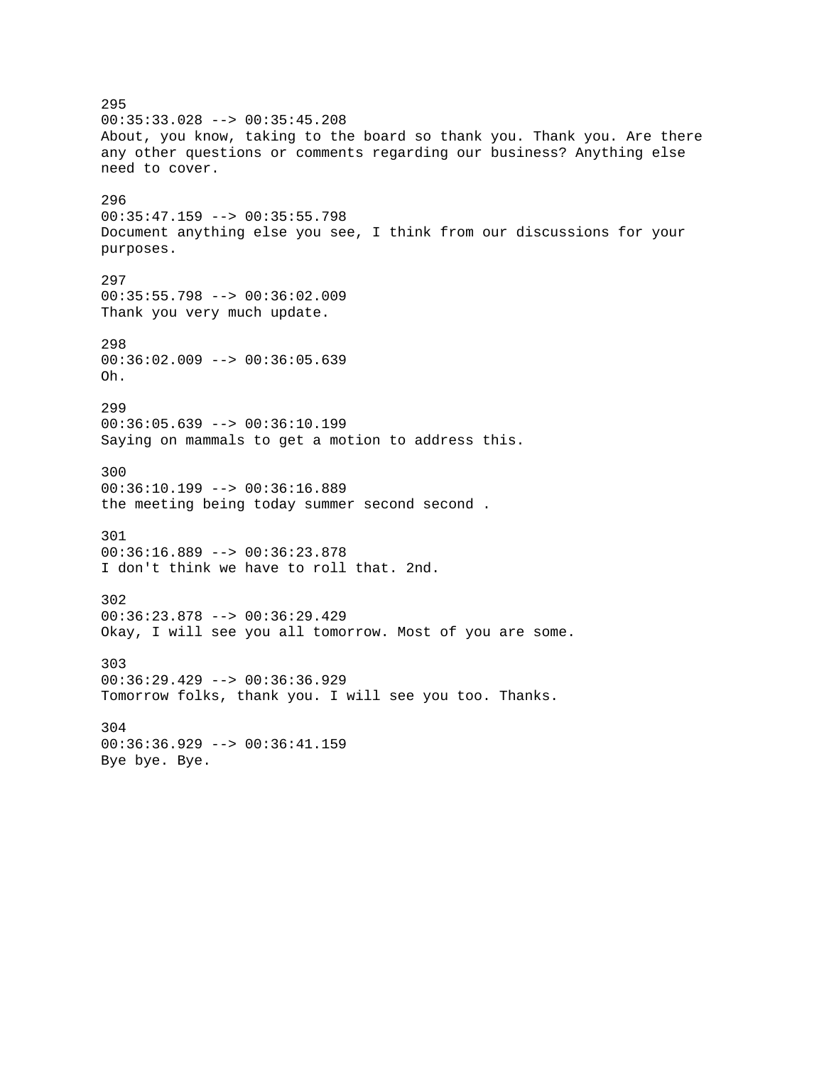295
00:35:33.028 --> 00:35:45.208
About, you know, taking to the board so thank you. Thank you. Are there any other questions or comments regarding our business? Anything else need to cover.

296
00:35:47.159 --> 00:35:55.798
Document anything else you see, I think from our discussions for your purposes.

297
00:35:55.798 --> 00:36:02.009
Thank you very much update.

298
00:36:02.009 --> 00:36:05.639
Oh.

299
00:36:05.639 --> 00:36:10.199
Saying on mammals to get a motion to address this.

300
00:36:10.199 --> 00:36:16.889
the meeting being today summer second second .

301
00:36:16.889 --> 00:36:23.878
I don't think we have to roll that. 2nd.

302
00:36:23.878 --> 00:36:29.429
Okay, I will see you all tomorrow. Most of you are some.

303
00:36:29.429 --> 00:36:36.929
Tomorrow folks, thank you. I will see you too. Thanks.

304
00:36:36.929 --> 00:36:41.159
Bye bye. Bye.